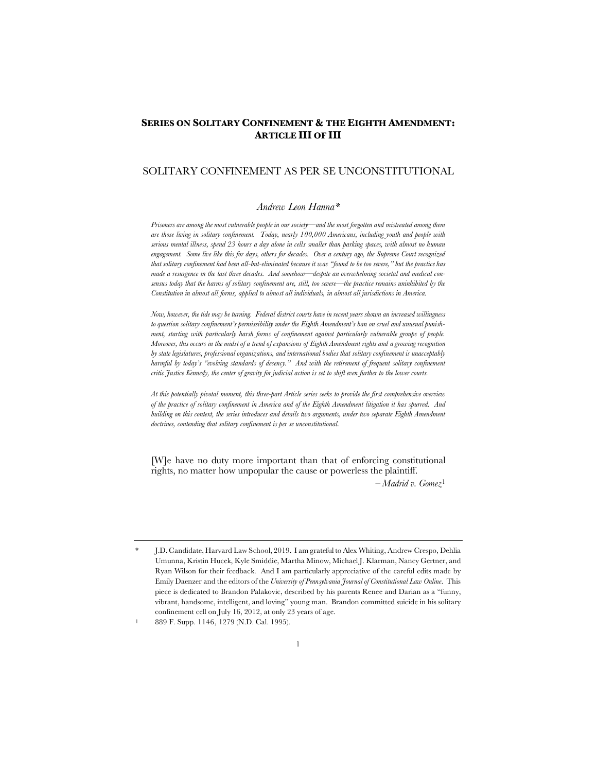**SERIES ON SOLITARY CONFINEMENT & THE EIGHTH AMENDMENT: ARTICLE III OF III**

# SOLITARY CONFINEMENT AS PER SE UNCONSTITUTIONAL

*Andrew Leon Hanna\**

*Prisoners are among the most vulnerable people in our society—and the most forgotten and mistreated among them are those living in solitary confinement. Today, nearly 100,000 Americans, including youth and people with serious mental illness, spend 23 hours a day alone in cells smaller than parking spaces, with almost no human engagement. Some live like this for days, others for decades. Over a century ago, the Supreme Court recognized that solitary confinement had been all-but-eliminated because it was "found to be too severe," but the practice has made a resurgence in the last three decades. And somehow—despite an overwhelming societal and medical consensus today that the harms of solitary confinement are, still, too severe—the practice remains uninhibited by the Constitution in almost all forms, applied to almost all individuals, in almost all jurisdictions in America.*

*Now, however, the tide may be turning. Federal district courts have in recent years shown an increased willingness to question solitary confinement's permissibility under the Eighth Amendment's ban on cruel and unusual punishment, starting with particularly harsh forms of confinement against particularly vulnerable groups of people. Moreover, this occurs in the midst of a trend of expansions of Eighth Amendment rights and a growing recognition by state legislatures, professional organizations, and international bodies that solitary confinement is unacceptably harmful by today's "evolving standards of decency." And with the retirement of frequent solitary confinement critic Justice Kennedy, the center of gravity for judicial action is set to shift even further to the lower courts.*

*At this potentially pivotal moment, this three-part Article series seeks to provide the first comprehensive overview of the practice of solitary confinement in America and of the Eighth Amendment litigation it has spurred. And building on this context, the series introduces and details two arguments, under two separate Eighth Amendment doctrines, contending that solitary confinement is per se unconstitutional.*

> [W]e have no duty more important than that of enforcing constitutional rights, no matter how unpopular the cause or powerless the plaintiff.
>
> – *Madrid v. Gomez*[1]

---

\* J.D. Candidate, Harvard Law School, 2019. I am grateful to Alex Whiting, Andrew Crespo, Dehlia Umunna, Kristin Hucek, Kyle Smiddie, Martha Minow, Michael J. Klarman, Nancy Gertner, and Ryan Wilson for their feedback. And I am particularly appreciative of the careful edits made by Emily Daenzer and the editors of the *University of Pennsylvania Journal of Constitutional Law Online*. This piece is dedicated to Brandon Palakovic, described by his parents Renee and Darian as a "funny, vibrant, handsome, intelligent, and loving" young man. Brandon committed suicide in his solitary confinement cell on July 16, 2012, at only 23 years of age.

[1] 889 F. Supp. 1146, 1279 (N.D. Cal. 1995).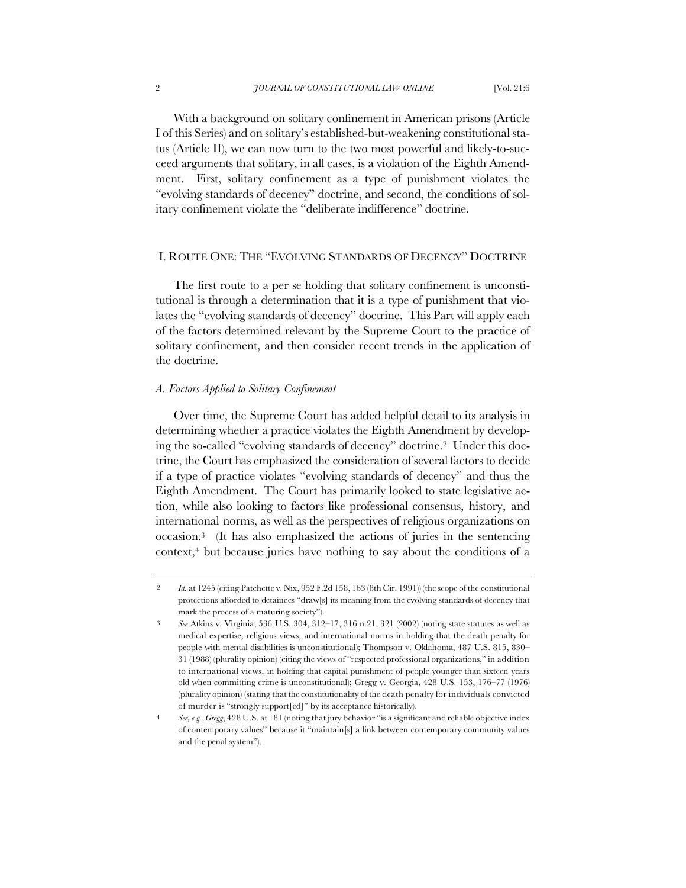With a background on solitary confinement in American prisons (Article I of this Series) and on solitary's established-but-weakening constitutional status (Article II), we can now turn to the two most powerful and likely-to-succeed arguments that solitary, in all cases, is a violation of the Eighth Amendment. First, solitary confinement as a type of punishment violates the "evolving standards of decency" doctrine, and second, the conditions of solitary confinement violate the "deliberate indifference" doctrine.

## I. ROUTE ONE: THE "EVOLVING STANDARDS OF DECENCY" DOCTRINE

The first route to a per se holding that solitary confinement is unconstitutional is through a determination that it is a type of punishment that violates the "evolving standards of decency" doctrine. This Part will apply each of the factors determined relevant by the Supreme Court to the practice of solitary confinement, and then consider recent trends in the application of the doctrine.

### *A. Factors Applied to Solitary Confinement*

Over time, the Supreme Court has added helpful detail to its analysis in determining whether a practice violates the Eighth Amendment by developing the so-called "evolving standards of decency" doctrine.[2] Under this doctrine, the Court has emphasized the consideration of several factors to decide if a type of practice violates "evolving standards of decency" and thus the Eighth Amendment. The Court has primarily looked to state legislative action, while also looking to factors like professional consensus, history, and international norms, as well as the perspectives of religious organizations on occasion.[3] (It has also emphasized the actions of juries in the sentencing context,[4] but because juries have nothing to say about the conditions of a

---

[2] *Id.* at 1245 (citing Patchette v. Nix, 952 F.2d 158, 163 (8th Cir. 1991)) (the scope of the constitutional protections afforded to detainees "draw[s] its meaning from the evolving standards of decency that mark the process of a maturing society").

[3] *See* Atkins v. Virginia, 536 U.S. 304, 312–17, 316 n.21, 321 (2002) (noting state statutes as well as medical expertise, religious views, and international norms in holding that the death penalty for people with mental disabilities is unconstitutional); Thompson v. Oklahoma, 487 U.S. 815, 830–31 (1988) (plurality opinion) (citing the views of "respected professional organizations," in addition to international views, in holding that capital punishment of people younger than sixteen years old when committing crime is unconstitutional); Gregg v. Georgia, 428 U.S. 153, 176–77 (1976) (plurality opinion) (stating that the constitutionality of the death penalty for individuals convicted of murder is "strongly support[ed]" by its acceptance historically).

[4] *See, e.g.*, *Gregg*, 428 U.S. at 181 (noting that jury behavior "is a significant and reliable objective index of contemporary values" because it "maintain[s] a link between contemporary community values and the penal system").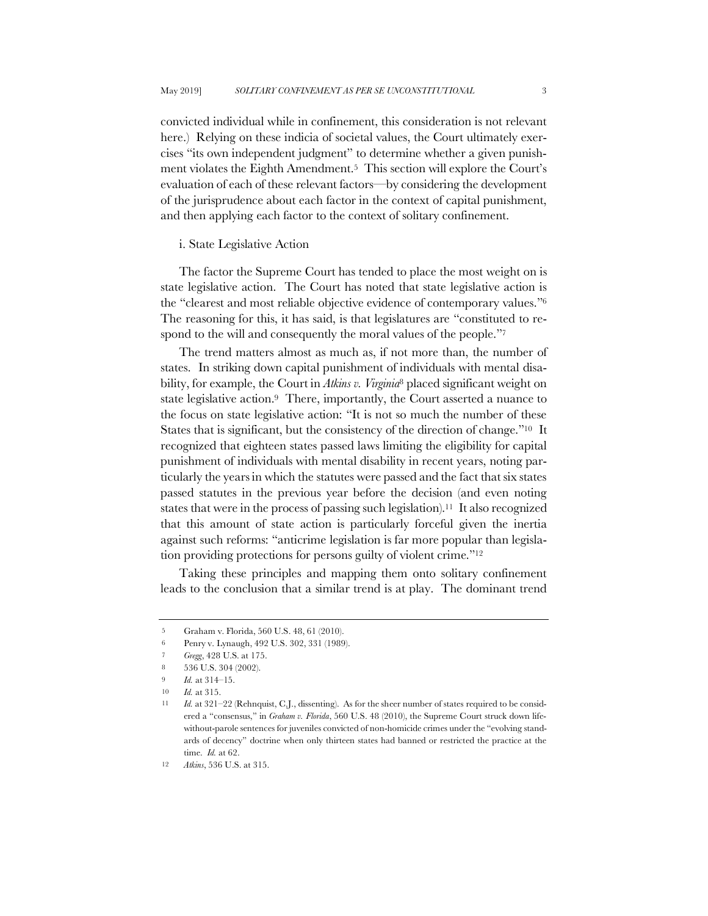convicted individual while in confinement, this consideration is not relevant here.) Relying on these indicia of societal values, the Court ultimately exercises "its own independent judgment" to determine whether a given punishment violates the Eighth Amendment.[5] This section will explore the Court's evaluation of each of these relevant factors—by considering the development of the jurisprudence about each factor in the context of capital punishment, and then applying each factor to the context of solitary confinement.

i. State Legislative Action

The factor the Supreme Court has tended to place the most weight on is state legislative action. The Court has noted that state legislative action is the "clearest and most reliable objective evidence of contemporary values."[6] The reasoning for this, it has said, is that legislatures are "constituted to respond to the will and consequently the moral values of the people."[7]

The trend matters almost as much as, if not more than, the number of states. In striking down capital punishment of individuals with mental disability, for example, the Court in *Atkins v. Virginia*[8] placed significant weight on state legislative action.[9] There, importantly, the Court asserted a nuance to the focus on state legislative action: "It is not so much the number of these States that is significant, but the consistency of the direction of change."[10] It recognized that eighteen states passed laws limiting the eligibility for capital punishment of individuals with mental disability in recent years, noting particularly the years in which the statutes were passed and the fact that six states passed statutes in the previous year before the decision (and even noting states that were in the process of passing such legislation).[11] It also recognized that this amount of state action is particularly forceful given the inertia against such reforms: "anticrime legislation is far more popular than legislation providing protections for persons guilty of violent crime."[12]

Taking these principles and mapping them onto solitary confinement leads to the conclusion that a similar trend is at play. The dominant trend

---

5 Graham v. Florida, 560 U.S. 48, 61 (2010).

6 Penry v. Lynaugh, 492 U.S. 302, 331 (1989).

7 *Gregg*, 428 U.S. at 175.

8 536 U.S. 304 (2002).

9 *Id.* at 314–15.

10 *Id.* at 315.

11 *Id.* at 321–22 (Rehnquist, C.J., dissenting). As for the sheer number of states required to be considered a "consensus," in *Graham v. Florida*, 560 U.S. 48 (2010), the Supreme Court struck down life-without-parole sentences for juveniles convicted of non-homicide crimes under the "evolving standards of decency" doctrine when only thirteen states had banned or restricted the practice at the time. *Id.* at 62.

12 *Atkins*, 536 U.S. at 315.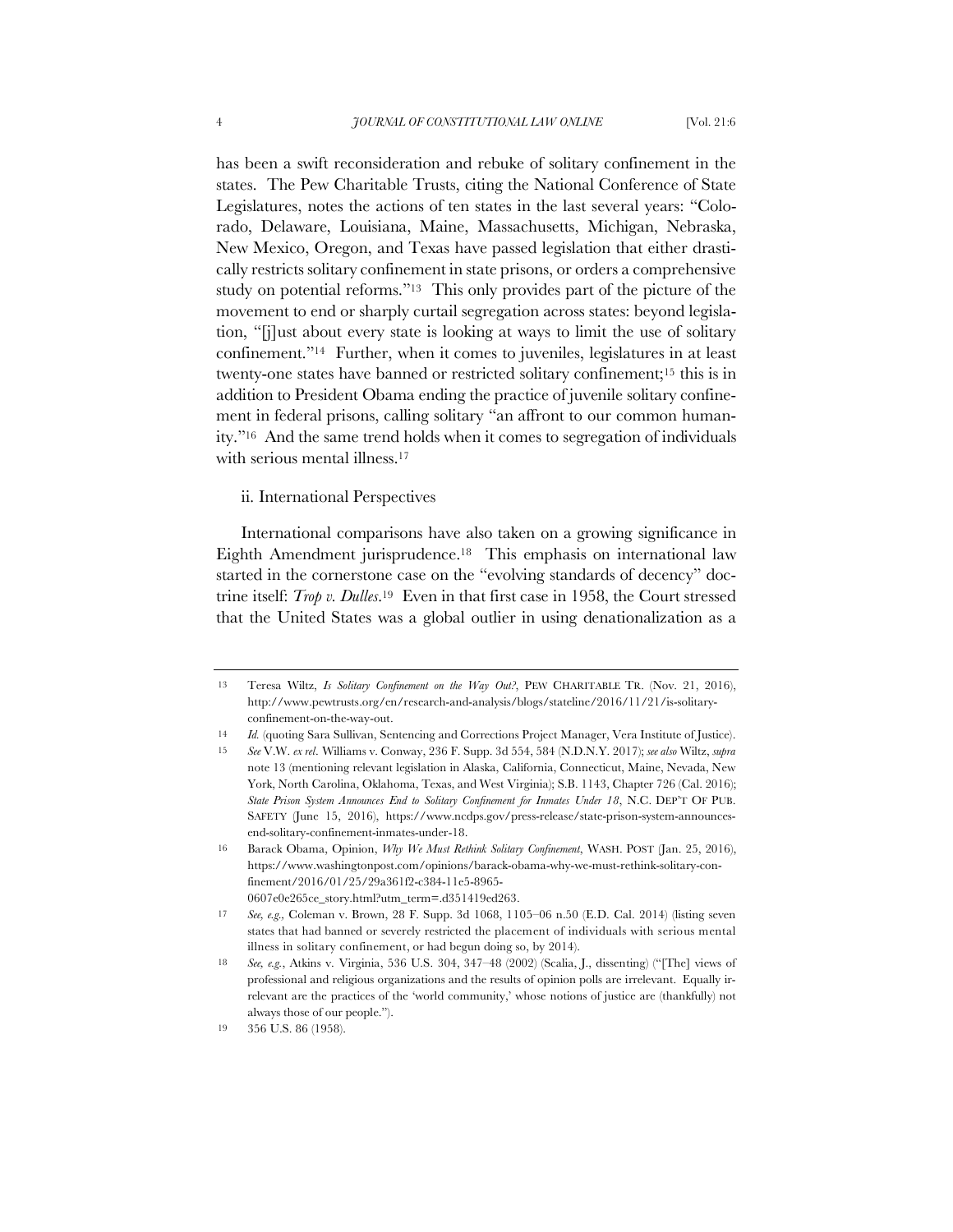has been a swift reconsideration and rebuke of solitary confinement in the states. The Pew Charitable Trusts, citing the National Conference of State Legislatures, notes the actions of ten states in the last several years: "Colorado, Delaware, Louisiana, Maine, Massachusetts, Michigan, Nebraska, New Mexico, Oregon, and Texas have passed legislation that either drastically restricts solitary confinement in state prisons, or orders a comprehensive study on potential reforms."[13] This only provides part of the picture of the movement to end or sharply curtail segregation across states: beyond legislation, "[j]ust about every state is looking at ways to limit the use of solitary confinement."[14] Further, when it comes to juveniles, legislatures in at least twenty-one states have banned or restricted solitary confinement;[15] this is in addition to President Obama ending the practice of juvenile solitary confinement in federal prisons, calling solitary "an affront to our common humanity."[16] And the same trend holds when it comes to segregation of individuals with serious mental illness.[17]

ii. International Perspectives

International comparisons have also taken on a growing significance in Eighth Amendment jurisprudence.[18] This emphasis on international law started in the cornerstone case on the "evolving standards of decency" doctrine itself: *Trop v. Dulles*.[19] Even in that first case in 1958, the Court stressed that the United States was a global outlier in using denationalization as a

---

13 Teresa Wiltz, *Is Solitary Confinement on the Way Out?*, PEW CHARITABLE TR. (Nov. 21, 2016), http://www.pewtrusts.org/en/research-and-analysis/blogs/stateline/2016/11/21/is-solitary-confinement-on-the-way-out.

14 *Id.* (quoting Sara Sullivan, Sentencing and Corrections Project Manager, Vera Institute of Justice).

15 *See* V.W. *ex rel.* Williams v. Conway, 236 F. Supp. 3d 554, 584 (N.D.N.Y. 2017); *see also* Wiltz, *supra* note 13 (mentioning relevant legislation in Alaska, California, Connecticut, Maine, Nevada, New York, North Carolina, Oklahoma, Texas, and West Virginia); S.B. 1143, Chapter 726 (Cal. 2016); *State Prison System Announces End to Solitary Confinement for Inmates Under 18*, N.C. DEP'T OF PUB. SAFETY (June 15, 2016), https://www.ncdps.gov/press-release/state-prison-system-announces-end-solitary-confinement-inmates-under-18.

16 Barack Obama, Opinion, *Why We Must Rethink Solitary Confinement*, WASH. POST (Jan. 25, 2016), https://www.washingtonpost.com/opinions/barack-obama-why-we-must-rethink-solitary-confinement/2016/01/25/29a361f2-c384-11e5-8965-0607e0e265ce_story.html?utm_term=.d351419ed263.

17 *See, e.g.,* Coleman v. Brown, 28 F. Supp. 3d 1068, 1105–06 n.50 (E.D. Cal. 2014) (listing seven states that had banned or severely restricted the placement of individuals with serious mental illness in solitary confinement, or had begun doing so, by 2014).

18 *See, e.g.*, Atkins v. Virginia, 536 U.S. 304, 347–48 (2002) (Scalia, J., dissenting) ("[The] views of professional and religious organizations and the results of opinion polls are irrelevant. Equally irrelevant are the practices of the 'world community,' whose notions of justice are (thankfully) not always those of our people.").

19 356 U.S. 86 (1958).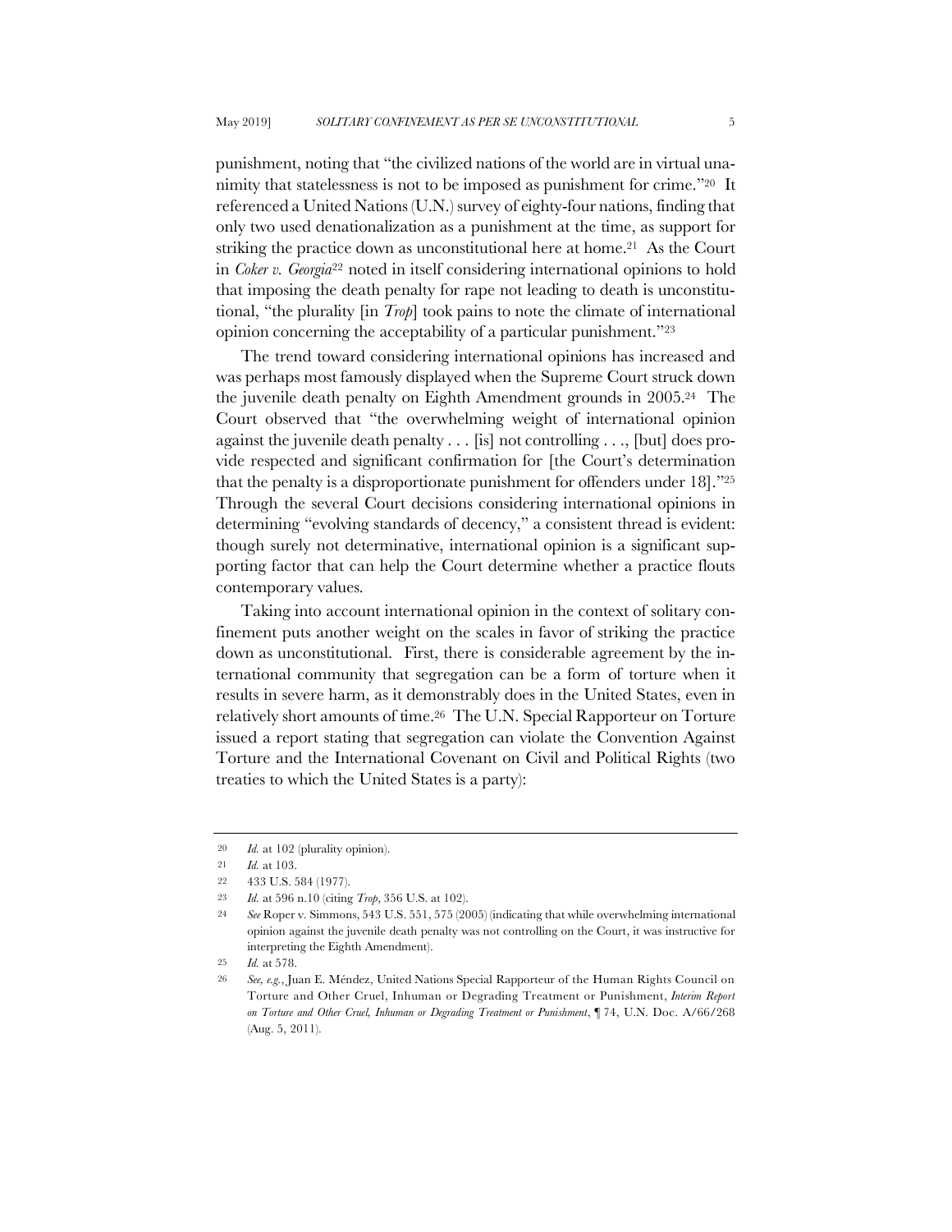punishment, noting that "the civilized nations of the world are in virtual unanimity that statelessness is not to be imposed as punishment for crime."[20] It referenced a United Nations (U.N.) survey of eighty-four nations, finding that only two used denationalization as a punishment at the time, as support for striking the practice down as unconstitutional here at home.[21] As the Court in *Coker v. Georgia*[22] noted in itself considering international opinions to hold that imposing the death penalty for rape not leading to death is unconstitutional, "the plurality [in *Trop*] took pains to note the climate of international opinion concerning the acceptability of a particular punishment."[23]

The trend toward considering international opinions has increased and was perhaps most famously displayed when the Supreme Court struck down the juvenile death penalty on Eighth Amendment grounds in 2005.[24] The Court observed that "the overwhelming weight of international opinion against the juvenile death penalty . . . [is] not controlling . . ., [but] does provide respected and significant confirmation for [the Court's determination that the penalty is a disproportionate punishment for offenders under 18]."[25] Through the several Court decisions considering international opinions in determining "evolving standards of decency," a consistent thread is evident: though surely not determinative, international opinion is a significant supporting factor that can help the Court determine whether a practice flouts contemporary values.

Taking into account international opinion in the context of solitary confinement puts another weight on the scales in favor of striking the practice down as unconstitutional. First, there is considerable agreement by the international community that segregation can be a form of torture when it results in severe harm, as it demonstrably does in the United States, even in relatively short amounts of time.[26] The U.N. Special Rapporteur on Torture issued a report stating that segregation can violate the Convention Against Torture and the International Covenant on Civil and Political Rights (two treaties to which the United States is a party):

---

20 *Id.* at 102 (plurality opinion).

21 *Id.* at 103.

22 433 U.S. 584 (1977).

23 *Id.* at 596 n.10 (citing *Trop*, 356 U.S. at 102).

24 *See* Roper v. Simmons, 543 U.S. 551, 575 (2005) (indicating that while overwhelming international opinion against the juvenile death penalty was not controlling on the Court, it was instructive for interpreting the Eighth Amendment).

25 *Id.* at 578.

26 *See, e.g.*, Juan E. Méndez, United Nations Special Rapporteur of the Human Rights Council on Torture and Other Cruel, Inhuman or Degrading Treatment or Punishment, *Interim Report on Torture and Other Cruel, Inhuman or Degrading Treatment or Punishment*, ¶ 74, U.N. Doc. A/66/268 (Aug. 5, 2011).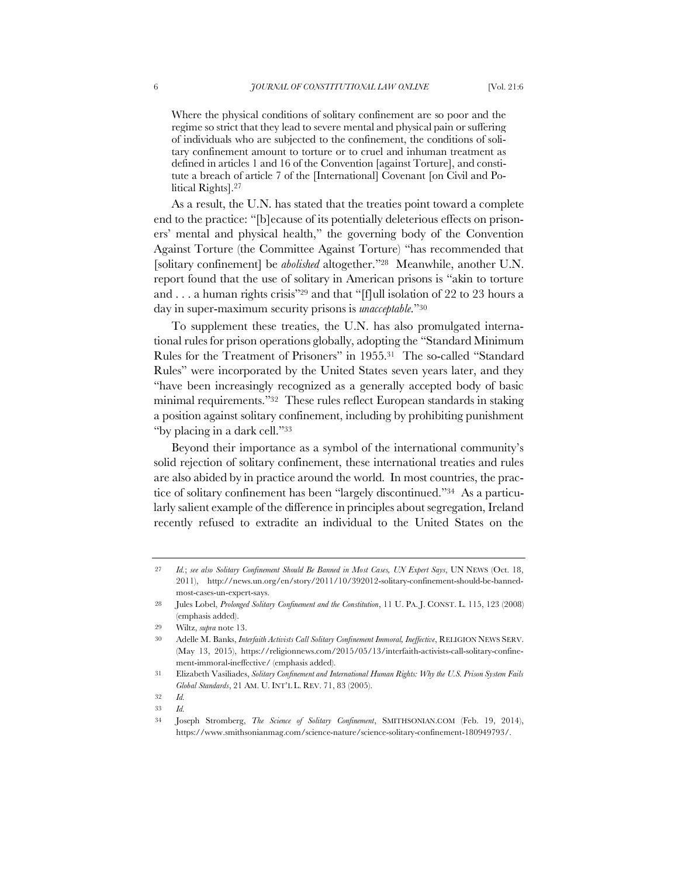> Where the physical conditions of solitary confinement are so poor and the regime so strict that they lead to severe mental and physical pain or suffering of individuals who are subjected to the confinement, the conditions of solitary confinement amount to torture or to cruel and inhuman treatment as defined in articles 1 and 16 of the Convention [against Torture], and constitute a breach of article 7 of the [International] Covenant [on Civil and Political Rights].[27]

As a result, the U.N. has stated that the treaties point toward a complete end to the practice: "[b]ecause of its potentially deleterious effects on prisoners' mental and physical health," the governing body of the Convention Against Torture (the Committee Against Torture) "has recommended that [solitary confinement] be *abolished* altogether."[28] Meanwhile, another U.N. report found that the use of solitary in American prisons is "akin to torture and . . . a human rights crisis"[29] and that "[f]ull isolation of 22 to 23 hours a day in super-maximum security prisons is *unacceptable*."[30]

To supplement these treaties, the U.N. has also promulgated international rules for prison operations globally, adopting the "Standard Minimum Rules for the Treatment of Prisoners" in 1955.[31] The so-called "Standard Rules" were incorporated by the United States seven years later, and they "have been increasingly recognized as a generally accepted body of basic minimal requirements."[32] These rules reflect European standards in staking a position against solitary confinement, including by prohibiting punishment "by placing in a dark cell."[33]

Beyond their importance as a symbol of the international community's solid rejection of solitary confinement, these international treaties and rules are also abided by in practice around the world. In most countries, the practice of solitary confinement has been "largely discontinued."[34] As a particularly salient example of the difference in principles about segregation, Ireland recently refused to extradite an individual to the United States on the

---

27 *Id.*; *see also Solitary Confinement Should Be Banned in Most Cases, UN Expert Says*, UN NEWS (Oct. 18, 2011), http://news.un.org/en/story/2011/10/392012-solitary-confinement-should-be-banned-most-cases-un-expert-says.

28 Jules Lobel, *Prolonged Solitary Confinement and the Constitution*, 11 U. PA. J. CONST. L. 115, 123 (2008) (emphasis added).

29 Wiltz, *supra* note 13.

30 Adelle M. Banks, *Interfaith Activists Call Solitary Confinement Immoral, Ineffective*, RELIGION NEWS SERV. (May 13, 2015), https://religionnews.com/2015/05/13/interfaith-activists-call-solitary-confinement-immoral-ineffective/ (emphasis added).

31 Elizabeth Vasiliades, *Solitary Confinement and International Human Rights: Why the U.S. Prison System Fails Global Standards*, 21 AM. U. INT'L L. REV. 71, 83 (2005).

32 *Id.*

33 *Id.*

34 Joseph Stromberg, *The Science of Solitary Confinement*, SMITHSONIAN.COM (Feb. 19, 2014), https://www.smithsonianmag.com/science-nature/science-solitary-confinement-180949793/.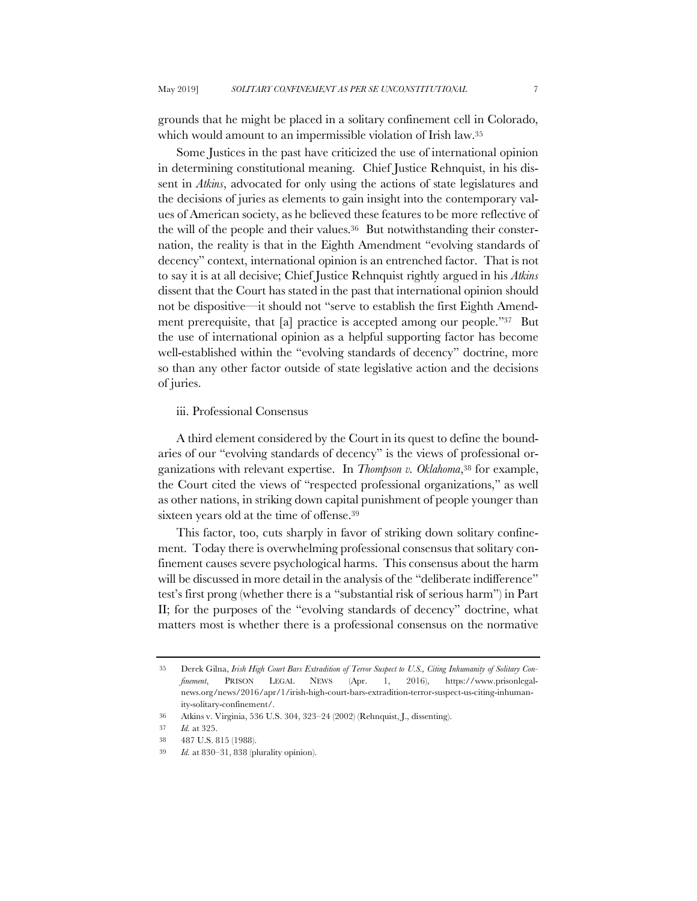grounds that he might be placed in a solitary confinement cell in Colorado, which would amount to an impermissible violation of Irish law.[35]

Some Justices in the past have criticized the use of international opinion in determining constitutional meaning. Chief Justice Rehnquist, in his dissent in *Atkins*, advocated for only using the actions of state legislatures and the decisions of juries as elements to gain insight into the contemporary values of American society, as he believed these features to be more reflective of the will of the people and their values.[36] But notwithstanding their consternation, the reality is that in the Eighth Amendment "evolving standards of decency" context, international opinion is an entrenched factor. That is not to say it is at all decisive; Chief Justice Rehnquist rightly argued in his *Atkins* dissent that the Court has stated in the past that international opinion should not be dispositive—it should not "serve to establish the first Eighth Amendment prerequisite, that [a] practice is accepted among our people."[37] But the use of international opinion as a helpful supporting factor has become well-established within the "evolving standards of decency" doctrine, more so than any other factor outside of state legislative action and the decisions of juries.

iii. Professional Consensus

A third element considered by the Court in its quest to define the boundaries of our "evolving standards of decency" is the views of professional organizations with relevant expertise. In *Thompson v. Oklahoma*,[38] for example, the Court cited the views of "respected professional organizations," as well as other nations, in striking down capital punishment of people younger than sixteen years old at the time of offense.[39]

This factor, too, cuts sharply in favor of striking down solitary confinement. Today there is overwhelming professional consensus that solitary confinement causes severe psychological harms. This consensus about the harm will be discussed in more detail in the analysis of the "deliberate indifference" test's first prong (whether there is a "substantial risk of serious harm") in Part II; for the purposes of the "evolving standards of decency" doctrine, what matters most is whether there is a professional consensus on the normative

---

35 Derek Gilna, *Irish High Court Bars Extradition of Terror Suspect to U.S., Citing Inhumanity of Solitary Confinement*, PRISON LEGAL NEWS (Apr. 1, 2016), https://www.prisonlegalnews.org/news/2016/apr/1/irish-high-court-bars-extradition-terror-suspect-us-citing-inhumanity-solitary-confinement/.

36 Atkins v. Virginia, 536 U.S. 304, 323–24 (2002) (Rehnquist, J., dissenting).

37 *Id.* at 325.

38 487 U.S. 815 (1988).

39 *Id.* at 830–31, 838 (plurality opinion).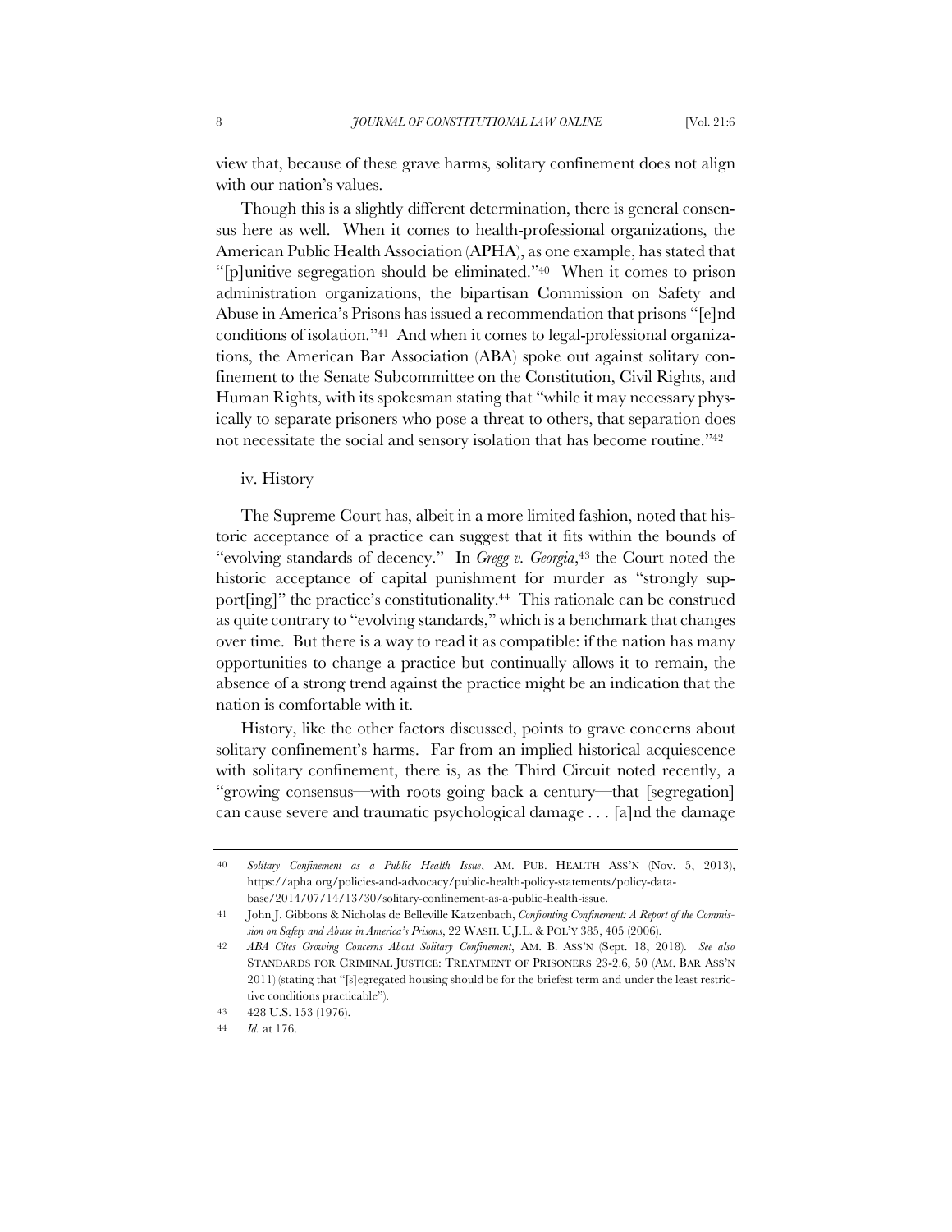view that, because of these grave harms, solitary confinement does not align with our nation's values.

Though this is a slightly different determination, there is general consensus here as well. When it comes to health-professional organizations, the American Public Health Association (APHA), as one example, has stated that "[p]unitive segregation should be eliminated."[40] When it comes to prison administration organizations, the bipartisan Commission on Safety and Abuse in America's Prisons has issued a recommendation that prisons "[e]nd conditions of isolation."[41] And when it comes to legal-professional organizations, the American Bar Association (ABA) spoke out against solitary confinement to the Senate Subcommittee on the Constitution, Civil Rights, and Human Rights, with its spokesman stating that "while it may necessary physically to separate prisoners who pose a threat to others, that separation does not necessitate the social and sensory isolation that has become routine."[42]

#### iv. History

The Supreme Court has, albeit in a more limited fashion, noted that historic acceptance of a practice can suggest that it fits within the bounds of "evolving standards of decency." In *Gregg v. Georgia*,[43] the Court noted the historic acceptance of capital punishment for murder as "strongly support[ing]" the practice's constitutionality.[44] This rationale can be construed as quite contrary to "evolving standards," which is a benchmark that changes over time. But there is a way to read it as compatible: if the nation has many opportunities to change a practice but continually allows it to remain, the absence of a strong trend against the practice might be an indication that the nation is comfortable with it.

History, like the other factors discussed, points to grave concerns about solitary confinement's harms. Far from an implied historical acquiescence with solitary confinement, there is, as the Third Circuit noted recently, a "growing consensus—with roots going back a century—that [segregation] can cause severe and traumatic psychological damage . . . [a]nd the damage

---

40 *Solitary Confinement as a Public Health Issue*, AM. PUB. HEALTH ASS'N (Nov. 5, 2013), https://apha.org/policies-and-advocacy/public-health-policy-statements/policy-database/2014/07/14/13/30/solitary-confinement-as-a-public-health-issue.

41 John J. Gibbons & Nicholas de Belleville Katzenbach, *Confronting Confinement: A Report of the Commission on Safety and Abuse in America's Prisons*, 22 WASH. U.J.L. & POL'Y 385, 405 (2006).

42 *ABA Cites Growing Concerns About Solitary Confinement*, AM. B. ASS'N (Sept. 18, 2018). *See also* STANDARDS FOR CRIMINAL JUSTICE: TREATMENT OF PRISONERS 23-2.6, 50 (AM. BAR ASS'N 2011) (stating that "[s]egregated housing should be for the briefest term and under the least restrictive conditions practicable").

43 428 U.S. 153 (1976).

44 *Id.* at 176.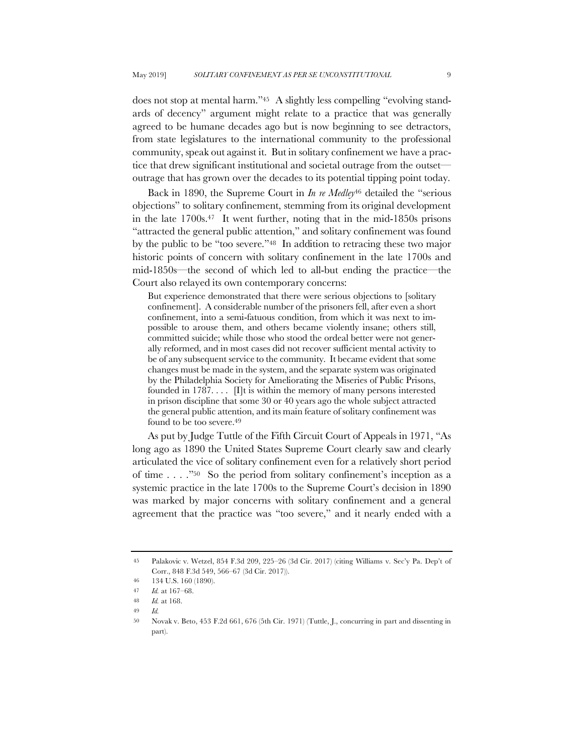does not stop at mental harm."[45] A slightly less compelling "evolving standards of decency" argument might relate to a practice that was generally agreed to be humane decades ago but is now beginning to see detractors, from state legislatures to the international community to the professional community, speak out against it. But in solitary confinement we have a practice that drew significant institutional and societal outrage from the outset—outrage that has grown over the decades to its potential tipping point today.

Back in 1890, the Supreme Court in *In re Medley*[46] detailed the "serious objections" to solitary confinement, stemming from its original development in the late 1700s.[47] It went further, noting that in the mid-1850s prisons "attracted the general public attention," and solitary confinement was found by the public to be "too severe."[48] In addition to retracing these two major historic points of concern with solitary confinement in the late 1700s and mid-1850s—the second of which led to all-but ending the practice—the Court also relayed its own contemporary concerns:

> But experience demonstrated that there were serious objections to [solitary confinement]. A considerable number of the prisoners fell, after even a short confinement, into a semi-fatuous condition, from which it was next to impossible to arouse them, and others became violently insane; others still, committed suicide; while those who stood the ordeal better were not generally reformed, and in most cases did not recover sufficient mental activity to be of any subsequent service to the community. It became evident that some changes must be made in the system, and the separate system was originated by the Philadelphia Society for Ameliorating the Miseries of Public Prisons, founded in 1787. . . . [I]t is within the memory of many persons interested in prison discipline that some 30 or 40 years ago the whole subject attracted the general public attention, and its main feature of solitary confinement was found to be too severe.[49]

As put by Judge Tuttle of the Fifth Circuit Court of Appeals in 1971, "As long ago as 1890 the United States Supreme Court clearly saw and clearly articulated the vice of solitary confinement even for a relatively short period of time . . . ."[50] So the period from solitary confinement's inception as a systemic practice in the late 1700s to the Supreme Court's decision in 1890 was marked by major concerns with solitary confinement and a general agreement that the practice was "too severe," and it nearly ended with a

---

45 Palakovic v. Wetzel, 854 F.3d 209, 225–26 (3d Cir. 2017) (citing Williams v. Sec'y Pa. Dep't of Corr., 848 F.3d 549, 566–67 (3d Cir. 2017)).

46 134 U.S. 160 (1890).

47 *Id.* at 167–68.

48 *Id.* at 168.

49 *Id.*

50 Novak v. Beto, 453 F.2d 661, 676 (5th Cir. 1971) (Tuttle, J., concurring in part and dissenting in part).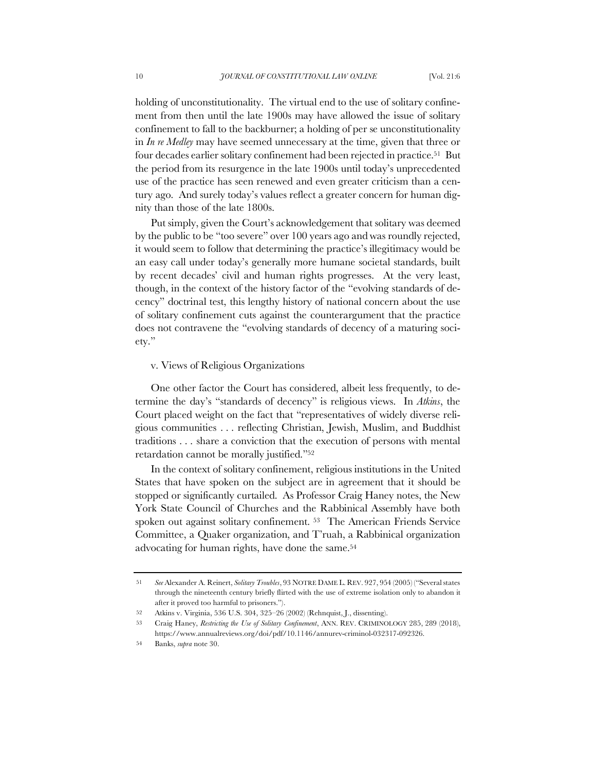holding of unconstitutionality. The virtual end to the use of solitary confinement from then until the late 1900s may have allowed the issue of solitary confinement to fall to the backburner; a holding of per se unconstitutionality in *In re Medley* may have seemed unnecessary at the time, given that three or four decades earlier solitary confinement had been rejected in practice.[51] But the period from its resurgence in the late 1900s until today's unprecedented use of the practice has seen renewed and even greater criticism than a century ago. And surely today's values reflect a greater concern for human dignity than those of the late 1800s.

Put simply, given the Court's acknowledgement that solitary was deemed by the public to be "too severe" over 100 years ago and was roundly rejected, it would seem to follow that determining the practice's illegitimacy would be an easy call under today's generally more humane societal standards, built by recent decades' civil and human rights progresses. At the very least, though, in the context of the history factor of the "evolving standards of decency" doctrinal test, this lengthy history of national concern about the use of solitary confinement cuts against the counterargument that the practice does not contravene the "evolving standards of decency of a maturing society."

v. Views of Religious Organizations

One other factor the Court has considered, albeit less frequently, to determine the day's "standards of decency" is religious views. In *Atkins*, the Court placed weight on the fact that "representatives of widely diverse religious communities . . . reflecting Christian, Jewish, Muslim, and Buddhist traditions . . . share a conviction that the execution of persons with mental retardation cannot be morally justified."[52]

In the context of solitary confinement, religious institutions in the United States that have spoken on the subject are in agreement that it should be stopped or significantly curtailed. As Professor Craig Haney notes, the New York State Council of Churches and the Rabbinical Assembly have both spoken out against solitary confinement.[53] The American Friends Service Committee, a Quaker organization, and T'ruah, a Rabbinical organization advocating for human rights, have done the same.[54]

---

51 *See* Alexander A. Reinert, *Solitary Troubles*, 93 NOTRE DAME L. REV. 927, 954 (2005) ("Several states through the nineteenth century briefly flirted with the use of extreme isolation only to abandon it after it proved too harmful to prisoners.").

52 Atkins v. Virginia, 536 U.S. 304, 325–26 (2002) (Rehnquist, J., dissenting).

53 Craig Haney, *Restricting the Use of Solitary Confinement*, ANN. REV. CRIMINOLOGY 285, 289 (2018), https://www.annualreviews.org/doi/pdf/10.1146/annurev-criminol-032317-092326.

54 Banks, *supra* note 30.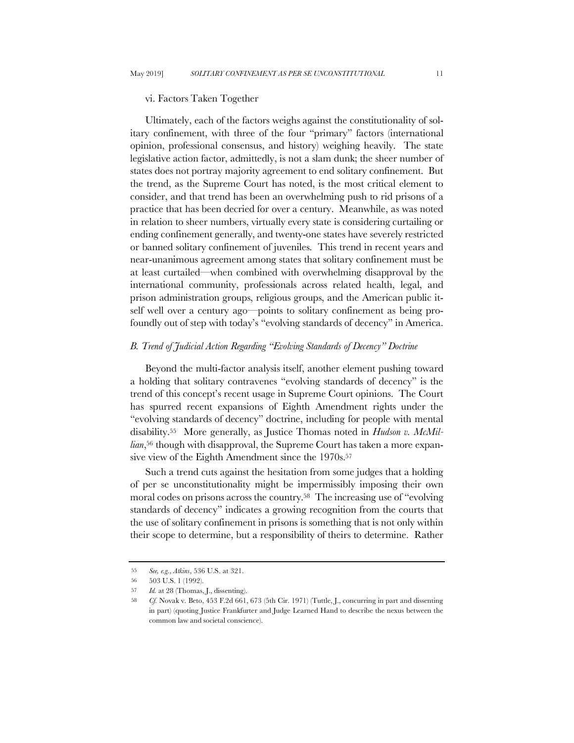vi. Factors Taken Together

Ultimately, each of the factors weighs against the constitutionality of solitary confinement, with three of the four "primary" factors (international opinion, professional consensus, and history) weighing heavily. The state legislative action factor, admittedly, is not a slam dunk; the sheer number of states does not portray majority agreement to end solitary confinement. But the trend, as the Supreme Court has noted, is the most critical element to consider, and that trend has been an overwhelming push to rid prisons of a practice that has been decried for over a century. Meanwhile, as was noted in relation to sheer numbers, virtually every state is considering curtailing or ending confinement generally, and twenty-one states have severely restricted or banned solitary confinement of juveniles. This trend in recent years and near-unanimous agreement among states that solitary confinement must be at least curtailed—when combined with overwhelming disapproval by the international community, professionals across related health, legal, and prison administration groups, religious groups, and the American public itself well over a century ago—points to solitary confinement as being profoundly out of step with today's "evolving standards of decency" in America.

### *B. Trend of Judicial Action Regarding "Evolving Standards of Decency" Doctrine*

Beyond the multi-factor analysis itself, another element pushing toward a holding that solitary contravenes "evolving standards of decency" is the trend of this concept's recent usage in Supreme Court opinions. The Court has spurred recent expansions of Eighth Amendment rights under the "evolving standards of decency" doctrine, including for people with mental disability.[55] More generally, as Justice Thomas noted in *Hudson v. McMillian*,[56] though with disapproval, the Supreme Court has taken a more expansive view of the Eighth Amendment since the 1970s.[57]

Such a trend cuts against the hesitation from some judges that a holding of per se unconstitutionality might be impermissibly imposing their own moral codes on prisons across the country.[58] The increasing use of "evolving standards of decency" indicates a growing recognition from the courts that the use of solitary confinement in prisons is something that is not only within their scope to determine, but a responsibility of theirs to determine. Rather

---

55 *See, e.g.*, *Atkins*, 536 U.S. at 321.

56 503 U.S. 1 (1992).

57 *Id.* at 28 (Thomas, J., dissenting).

58 *Cf.* Novak v. Beto, 453 F.2d 661, 673 (5th Cir. 1971) (Tuttle, J., concurring in part and dissenting in part) (quoting Justice Frankfurter and Judge Learned Hand to describe the nexus between the common law and societal conscience).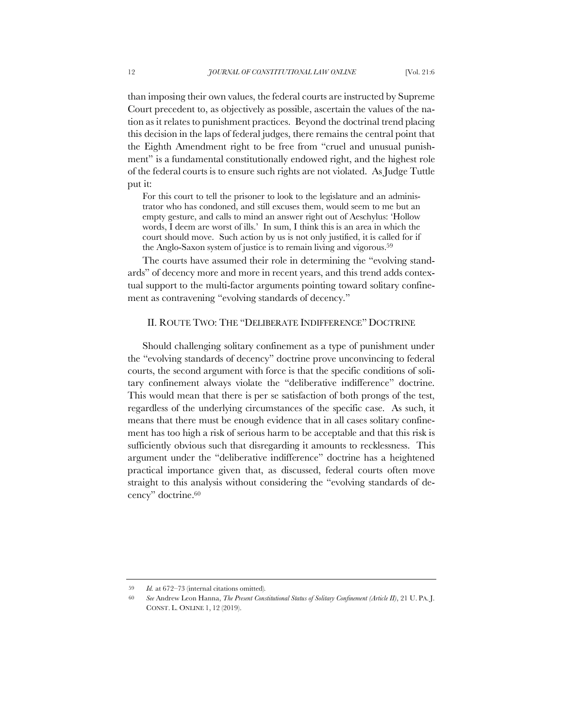than imposing their own values, the federal courts are instructed by Supreme Court precedent to, as objectively as possible, ascertain the values of the nation as it relates to punishment practices. Beyond the doctrinal trend placing this decision in the laps of federal judges, there remains the central point that the Eighth Amendment right to be free from "cruel and unusual punishment" is a fundamental constitutionally endowed right, and the highest role of the federal courts is to ensure such rights are not violated. As Judge Tuttle put it:

> For this court to tell the prisoner to look to the legislature and an administrator who has condoned, and still excuses them, would seem to me but an empty gesture, and calls to mind an answer right out of Aeschylus: 'Hollow words, I deem are worst of ills.' In sum, I think this is an area in which the court should move. Such action by us is not only justified, it is called for if the Anglo-Saxon system of justice is to remain living and vigorous.[59]

The courts have assumed their role in determining the "evolving standards" of decency more and more in recent years, and this trend adds contextual support to the multi-factor arguments pointing toward solitary confinement as contravening "evolving standards of decency."

## II. Route Two: The "Deliberate Indifference" Doctrine

Should challenging solitary confinement as a type of punishment under the "evolving standards of decency" doctrine prove unconvincing to federal courts, the second argument with force is that the specific conditions of solitary confinement always violate the "deliberative indifference" doctrine. This would mean that there is per se satisfaction of both prongs of the test, regardless of the underlying circumstances of the specific case. As such, it means that there must be enough evidence that in all cases solitary confinement has too high a risk of serious harm to be acceptable and that this risk is sufficiently obvious such that disregarding it amounts to recklessness. This argument under the "deliberative indifference" doctrine has a heightened practical importance given that, as discussed, federal courts often move straight to this analysis without considering the "evolving standards of decency" doctrine.[60]

---

59 *Id.* at 672–73 (internal citations omitted).

60 *See* Andrew Leon Hanna, *The Present Constitutional Status of Solitary Confinement (Article II)*, 21 U. PA. J. CONST. L. ONLINE 1, 12 (2019).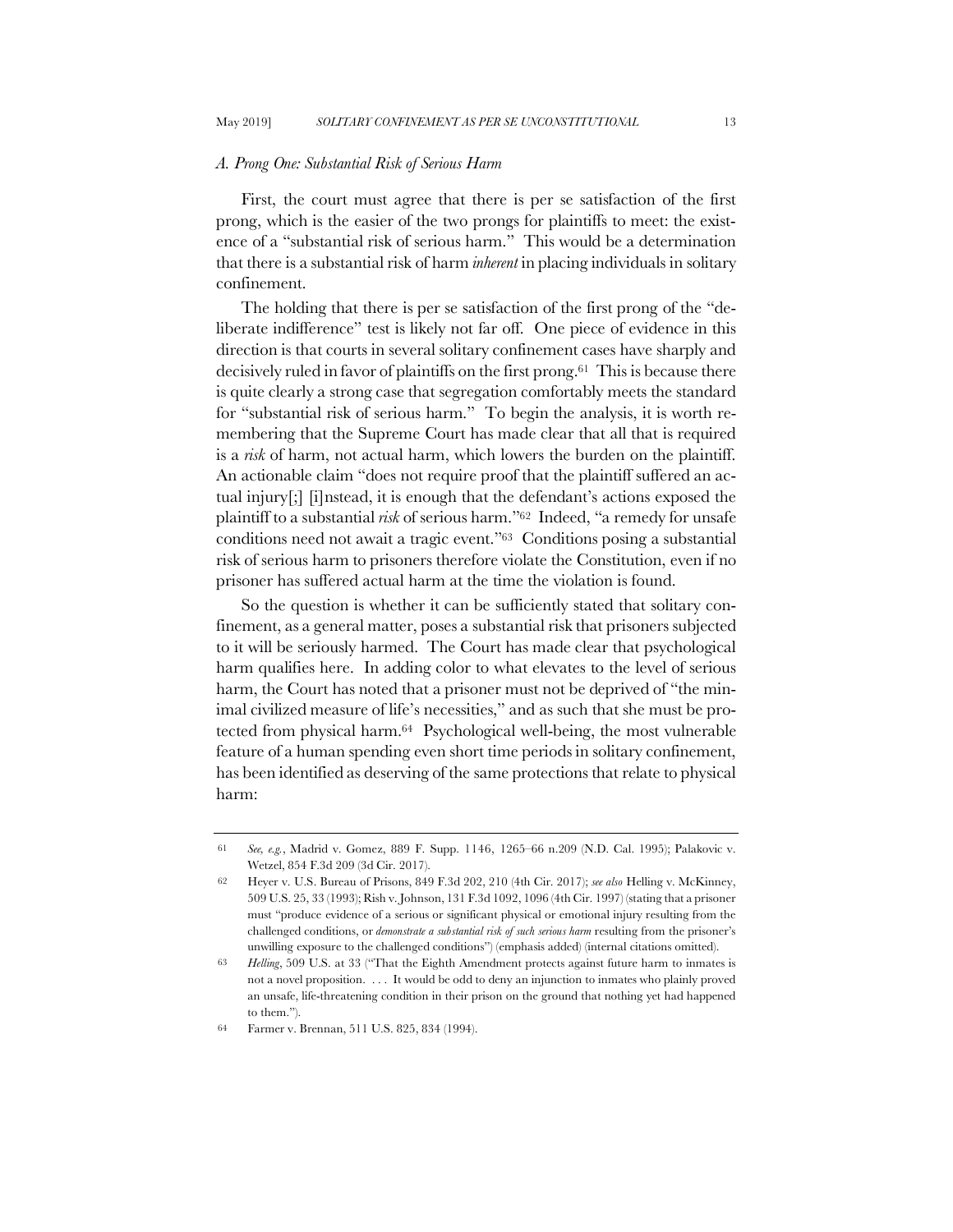### *A. Prong One: Substantial Risk of Serious Harm*

First, the court must agree that there is per se satisfaction of the first prong, which is the easier of the two prongs for plaintiffs to meet: the existence of a "substantial risk of serious harm." This would be a determination that there is a substantial risk of harm *inherent* in placing individuals in solitary confinement.

The holding that there is per se satisfaction of the first prong of the "deliberate indifference" test is likely not far off. One piece of evidence in this direction is that courts in several solitary confinement cases have sharply and decisively ruled in favor of plaintiffs on the first prong.[61] This is because there is quite clearly a strong case that segregation comfortably meets the standard for "substantial risk of serious harm." To begin the analysis, it is worth remembering that the Supreme Court has made clear that all that is required is a *risk* of harm, not actual harm, which lowers the burden on the plaintiff. An actionable claim "does not require proof that the plaintiff suffered an actual injury[;] [i]nstead, it is enough that the defendant's actions exposed the plaintiff to a substantial *risk* of serious harm."[62] Indeed, "a remedy for unsafe conditions need not await a tragic event."[63] Conditions posing a substantial risk of serious harm to prisoners therefore violate the Constitution, even if no prisoner has suffered actual harm at the time the violation is found.

So the question is whether it can be sufficiently stated that solitary confinement, as a general matter, poses a substantial risk that prisoners subjected to it will be seriously harmed. The Court has made clear that psychological harm qualifies here. In adding color to what elevates to the level of serious harm, the Court has noted that a prisoner must not be deprived of "the minimal civilized measure of life's necessities," and as such that she must be protected from physical harm.[64] Psychological well-being, the most vulnerable feature of a human spending even short time periods in solitary confinement, has been identified as deserving of the same protections that relate to physical harm:

---

61 *See, e.g.*, Madrid v. Gomez, 889 F. Supp. 1146, 1265–66 n.209 (N.D. Cal. 1995); Palakovic v. Wetzel, 854 F.3d 209 (3d Cir. 2017).

62 Heyer v. U.S. Bureau of Prisons, 849 F.3d 202, 210 (4th Cir. 2017); *see also* Helling v. McKinney, 509 U.S. 25, 33 (1993); Rish v. Johnson, 131 F.3d 1092, 1096 (4th Cir. 1997) (stating that a prisoner must "produce evidence of a serious or significant physical or emotional injury resulting from the challenged conditions, or *demonstrate a substantial risk of such serious harm* resulting from the prisoner's unwilling exposure to the challenged conditions") (emphasis added) (internal citations omitted).

63 *Helling*, 509 U.S. at 33 ("That the Eighth Amendment protects against future harm to inmates is not a novel proposition. . . . It would be odd to deny an injunction to inmates who plainly proved an unsafe, life-threatening condition in their prison on the ground that nothing yet had happened to them.").

64 Farmer v. Brennan, 511 U.S. 825, 834 (1994).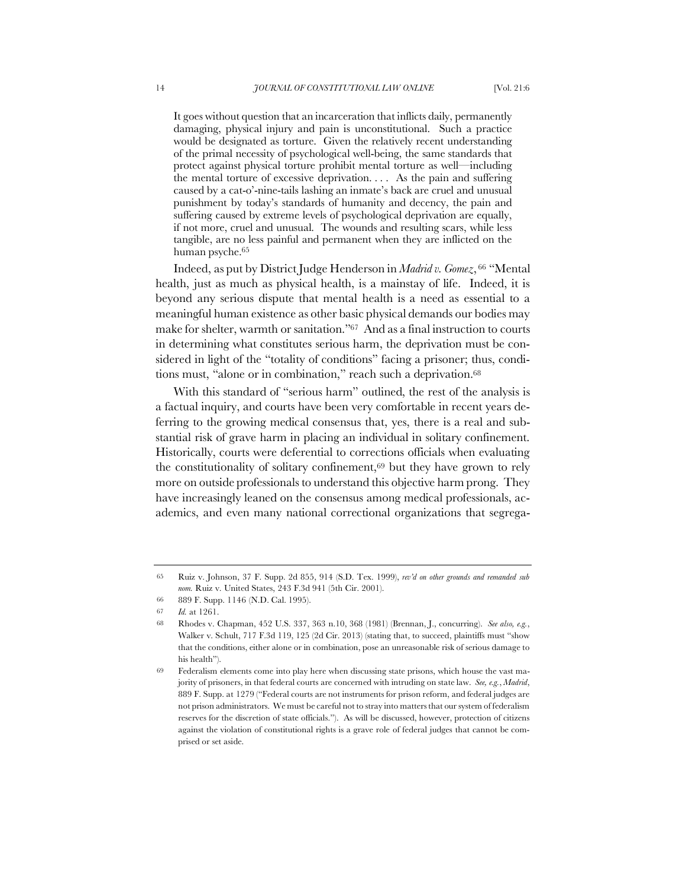> It goes without question that an incarceration that inflicts daily, permanently damaging, physical injury and pain is unconstitutional. Such a practice would be designated as torture. Given the relatively recent understanding of the primal necessity of psychological well-being, the same standards that protect against physical torture prohibit mental torture as well—including the mental torture of excessive deprivation. . . . As the pain and suffering caused by a cat-o'-nine-tails lashing an inmate's back are cruel and unusual punishment by today's standards of humanity and decency, the pain and suffering caused by extreme levels of psychological deprivation are equally, if not more, cruel and unusual. The wounds and resulting scars, while less tangible, are no less painful and permanent when they are inflicted on the human psyche.[65]

Indeed, as put by District Judge Henderson in *Madrid v. Gomez*,[66] "Mental health, just as much as physical health, is a mainstay of life. Indeed, it is beyond any serious dispute that mental health is a need as essential to a meaningful human existence as other basic physical demands our bodies may make for shelter, warmth or sanitation."[67] And as a final instruction to courts in determining what constitutes serious harm, the deprivation must be considered in light of the "totality of conditions" facing a prisoner; thus, conditions must, "alone or in combination," reach such a deprivation.[68]

With this standard of "serious harm" outlined, the rest of the analysis is a factual inquiry, and courts have been very comfortable in recent years deferring to the growing medical consensus that, yes, there is a real and substantial risk of grave harm in placing an individual in solitary confinement. Historically, courts were deferential to corrections officials when evaluating the constitutionality of solitary confinement,[69] but they have grown to rely more on outside professionals to understand this objective harm prong. They have increasingly leaned on the consensus among medical professionals, academics, and even many national correctional organizations that segrega-

---

65 Ruiz v. Johnson, 37 F. Supp. 2d 855, 914 (S.D. Tex. 1999), *rev'd on other grounds and remanded sub nom.* Ruiz v. United States, 243 F.3d 941 (5th Cir. 2001).

66 889 F. Supp. 1146 (N.D. Cal. 1995).

67 *Id.* at 1261.

68 Rhodes v. Chapman, 452 U.S. 337, 363 n.10, 368 (1981) (Brennan, J., concurring). *See also, e.g.*, Walker v. Schult, 717 F.3d 119, 125 (2d Cir. 2013) (stating that, to succeed, plaintiffs must "show that the conditions, either alone or in combination, pose an unreasonable risk of serious damage to his health").

69 Federalism elements come into play here when discussing state prisons, which house the vast majority of prisoners, in that federal courts are concerned with intruding on state law. *See, e.g.*, *Madrid*, 889 F. Supp. at 1279 ("Federal courts are not instruments for prison reform, and federal judges are not prison administrators. We must be careful not to stray into matters that our system of federalism reserves for the discretion of state officials."). As will be discussed, however, protection of citizens against the violation of constitutional rights is a grave role of federal judges that cannot be comprised or set aside.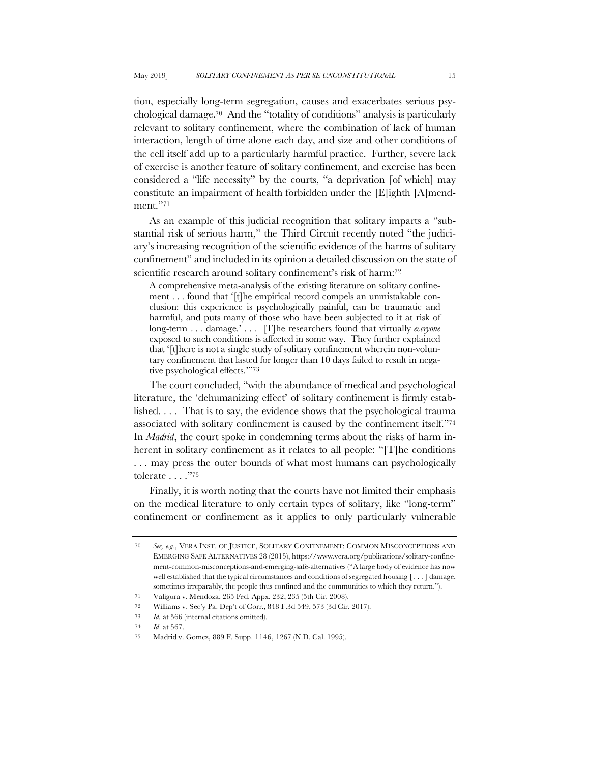tion, especially long-term segregation, causes and exacerbates serious psychological damage.[70] And the "totality of conditions" analysis is particularly relevant to solitary confinement, where the combination of lack of human interaction, length of time alone each day, and size and other conditions of the cell itself add up to a particularly harmful practice. Further, severe lack of exercise is another feature of solitary confinement, and exercise has been considered a "life necessity" by the courts, "a deprivation [of which] may constitute an impairment of health forbidden under the [E]ighth [A]mendment."[71]

As an example of this judicial recognition that solitary imparts a "substantial risk of serious harm," the Third Circuit recently noted "the judiciary's increasing recognition of the scientific evidence of the harms of solitary confinement" and included in its opinion a detailed discussion on the state of scientific research around solitary confinement's risk of harm:[72]

> A comprehensive meta-analysis of the existing literature on solitary confinement . . . found that '[t]he empirical record compels an unmistakable conclusion: this experience is psychologically painful, can be traumatic and harmful, and puts many of those who have been subjected to it at risk of long-term . . . damage.' . . . [T]he researchers found that virtually *everyone* exposed to such conditions is affected in some way. They further explained that '[t]here is not a single study of solitary confinement wherein non-voluntary confinement that lasted for longer than 10 days failed to result in negative psychological effects.'"[73]

The court concluded, "with the abundance of medical and psychological literature, the 'dehumanizing effect' of solitary confinement is firmly established. . . . That is to say, the evidence shows that the psychological trauma associated with solitary confinement is caused by the confinement itself."[74] In *Madrid*, the court spoke in condemning terms about the risks of harm inherent in solitary confinement as it relates to all people: "[T]he conditions . . . may press the outer bounds of what most humans can psychologically tolerate . . . ."[75]

Finally, it is worth noting that the courts have not limited their emphasis on the medical literature to only certain types of solitary, like "long-term" confinement or confinement as it applies to only particularly vulnerable

---

[70] *See, e.g.*, VERA INST. OF JUSTICE, SOLITARY CONFINEMENT: COMMON MISCONCEPTIONS AND EMERGING SAFE ALTERNATIVES 28 (2015), https://www.vera.org/publications/solitary-confinement-common-misconceptions-and-emerging-safe-alternatives ("A large body of evidence has now well established that the typical circumstances and conditions of segregated housing [ . . . ] damage, sometimes irreparably, the people thus confined and the communities to which they return.").

[71] Valigura v. Mendoza, 265 Fed. Appx. 232, 235 (5th Cir. 2008).

[72] Williams v. Sec'y Pa. Dep't of Corr., 848 F.3d 549, 573 (3d Cir. 2017).

[73] *Id.* at 566 (internal citations omitted).

[74] *Id*. at 567.

[75] Madrid v. Gomez, 889 F. Supp. 1146, 1267 (N.D. Cal. 1995).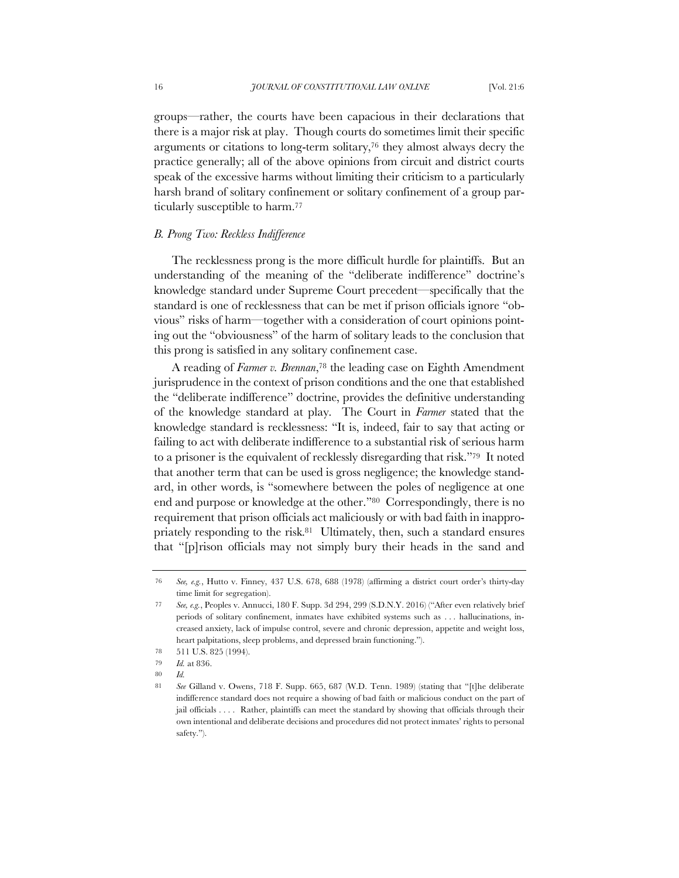groups—rather, the courts have been capacious in their declarations that there is a major risk at play. Though courts do sometimes limit their specific arguments or citations to long-term solitary,[76] they almost always decry the practice generally; all of the above opinions from circuit and district courts speak of the excessive harms without limiting their criticism to a particularly harsh brand of solitary confinement or solitary confinement of a group particularly susceptible to harm.[77]

### *B. Prong Two: Reckless Indifference*

The recklessness prong is the more difficult hurdle for plaintiffs. But an understanding of the meaning of the "deliberate indifference" doctrine's knowledge standard under Supreme Court precedent—specifically that the standard is one of recklessness that can be met if prison officials ignore "obvious" risks of harm—together with a consideration of court opinions pointing out the "obviousness" of the harm of solitary leads to the conclusion that this prong is satisfied in any solitary confinement case.

A reading of *Farmer v. Brennan*,[78] the leading case on Eighth Amendment jurisprudence in the context of prison conditions and the one that established the "deliberate indifference" doctrine, provides the definitive understanding of the knowledge standard at play. The Court in *Farmer* stated that the knowledge standard is recklessness: "It is, indeed, fair to say that acting or failing to act with deliberate indifference to a substantial risk of serious harm to a prisoner is the equivalent of recklessly disregarding that risk."[79] It noted that another term that can be used is gross negligence; the knowledge standard, in other words, is "somewhere between the poles of negligence at one end and purpose or knowledge at the other."[80] Correspondingly, there is no requirement that prison officials act maliciously or with bad faith in inappropriately responding to the risk.[81] Ultimately, then, such a standard ensures that "[p]rison officials may not simply bury their heads in the sand and

---

76 *See, e.g.*, Hutto v. Finney, 437 U.S. 678, 688 (1978) (affirming a district court order's thirty-day time limit for segregation).

77 *See, e.g.*, Peoples v. Annucci, 180 F. Supp. 3d 294, 299 (S.D.N.Y. 2016) ("After even relatively brief periods of solitary confinement, inmates have exhibited systems such as . . . hallucinations, increased anxiety, lack of impulse control, severe and chronic depression, appetite and weight loss, heart palpitations, sleep problems, and depressed brain functioning.").

78 511 U.S. 825 (1994).

79 *Id.* at 836.

80 *Id.*

81 *See* Gilland v. Owens, 718 F. Supp. 665, 687 (W.D. Tenn. 1989) (stating that "[t]he deliberate indifference standard does not require a showing of bad faith or malicious conduct on the part of jail officials . . . . Rather, plaintiffs can meet the standard by showing that officials through their own intentional and deliberate decisions and procedures did not protect inmates' rights to personal safety.").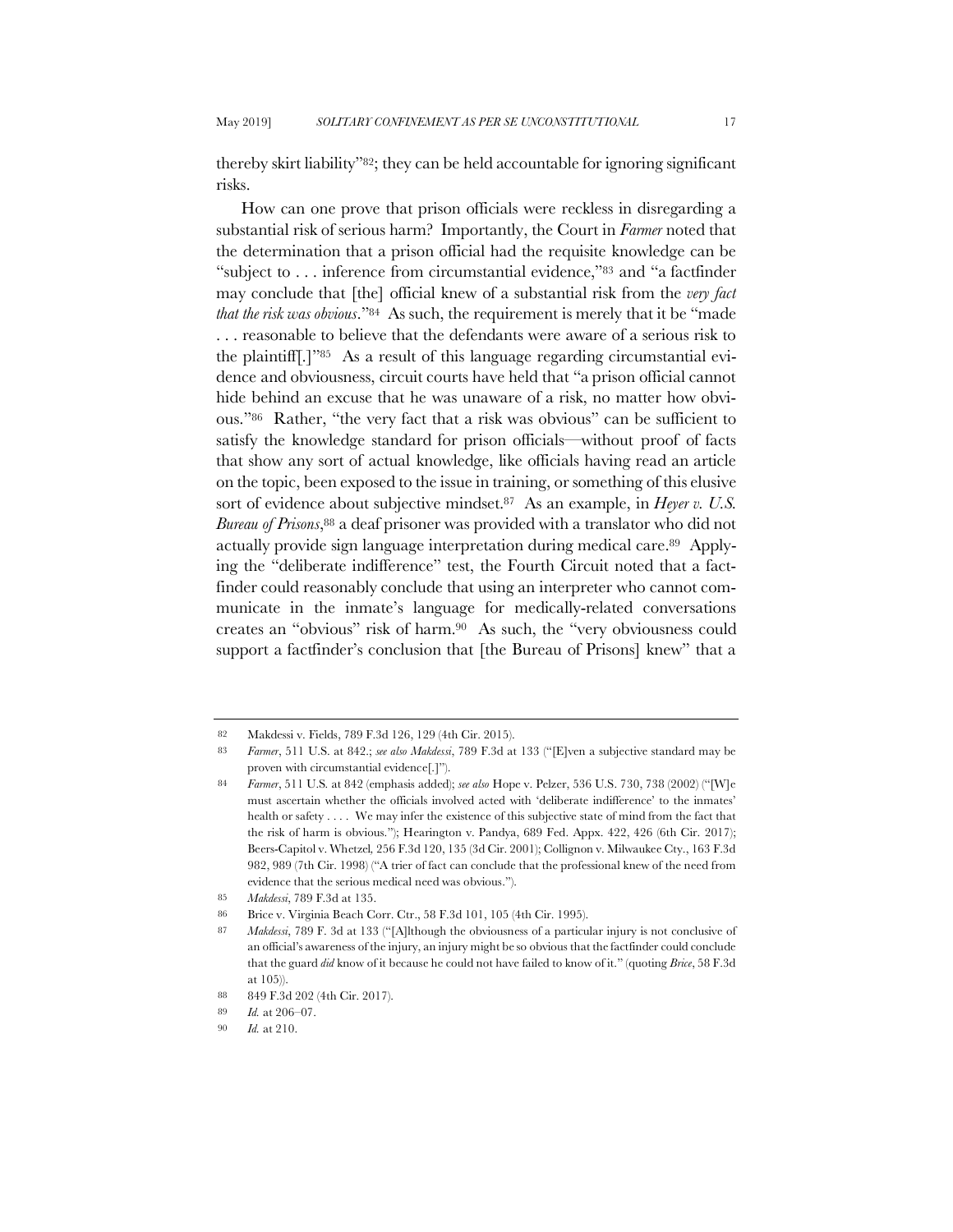thereby skirt liability"[82]; they can be held accountable for ignoring significant risks.

How can one prove that prison officials were reckless in disregarding a substantial risk of serious harm? Importantly, the Court in *Farmer* noted that the determination that a prison official had the requisite knowledge can be "subject to . . . inference from circumstantial evidence,"[83] and "a factfinder may conclude that [the] official knew of a substantial risk from the *very fact that the risk was obvious*."[84] As such, the requirement is merely that it be "made . . . reasonable to believe that the defendants were aware of a serious risk to the plaintiff[.]"[85] As a result of this language regarding circumstantial evidence and obviousness, circuit courts have held that "a prison official cannot hide behind an excuse that he was unaware of a risk, no matter how obvious."[86] Rather, "the very fact that a risk was obvious" can be sufficient to satisfy the knowledge standard for prison officials—without proof of facts that show any sort of actual knowledge, like officials having read an article on the topic, been exposed to the issue in training, or something of this elusive sort of evidence about subjective mindset.[87] As an example, in *Heyer v. U.S. Bureau of Prisons*,[88] a deaf prisoner was provided with a translator who did not actually provide sign language interpretation during medical care.[89] Applying the "deliberate indifference" test, the Fourth Circuit noted that a factfinder could reasonably conclude that using an interpreter who cannot communicate in the inmate's language for medically-related conversations creates an "obvious" risk of harm.[90] As such, the "very obviousness could support a factfinder's conclusion that [the Bureau of Prisons] knew" that a

---

82 Makdessi v. Fields, 789 F.3d 126, 129 (4th Cir. 2015).

83 *Farmer*, 511 U.S. at 842.; *see also Makdessi*, 789 F.3d at 133 ("[E]ven a subjective standard may be proven with circumstantial evidence[.]").

84 *Farmer*, 511 U.S. at 842 (emphasis added); *see also* Hope v. Pelzer, 536 U.S. 730, 738 (2002) ("[W]e must ascertain whether the officials involved acted with 'deliberate indifference' to the inmates' health or safety . . . . We may infer the existence of this subjective state of mind from the fact that the risk of harm is obvious."); Hearington v. Pandya, 689 Fed. Appx. 422, 426 (6th Cir. 2017); Beers-Capitol v. Whetzel, 256 F.3d 120, 135 (3d Cir. 2001); Collignon v. Milwaukee Cty., 163 F.3d 982, 989 (7th Cir. 1998) ("A trier of fact can conclude that the professional knew of the need from evidence that the serious medical need was obvious.").

85 *Makdessi*, 789 F.3d at 135.

86 Brice v. Virginia Beach Corr. Ctr., 58 F.3d 101, 105 (4th Cir. 1995).

87 *Makdessi*, 789 F. 3d at 133 ("[A]lthough the obviousness of a particular injury is not conclusive of an official's awareness of the injury, an injury might be so obvious that the factfinder could conclude that the guard *did* know of it because he could not have failed to know of it." (quoting *Brice*, 58 F.3d at 105)).

88 849 F.3d 202 (4th Cir. 2017).

89 *Id.* at 206–07.

90 *Id.* at 210.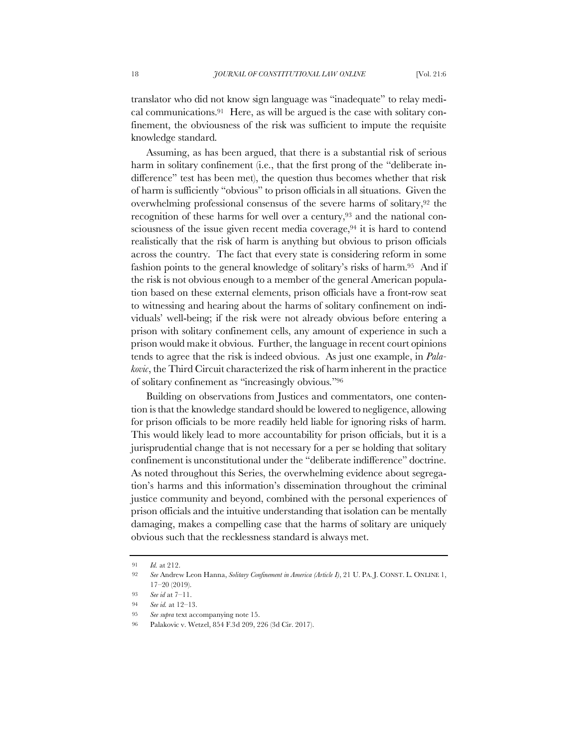translator who did not know sign language was "inadequate" to relay medical communications.[91] Here, as will be argued is the case with solitary confinement, the obviousness of the risk was sufficient to impute the requisite knowledge standard.

Assuming, as has been argued, that there is a substantial risk of serious harm in solitary confinement (i.e., that the first prong of the "deliberate indifference" test has been met), the question thus becomes whether that risk of harm is sufficiently "obvious" to prison officials in all situations. Given the overwhelming professional consensus of the severe harms of solitary,[92] the recognition of these harms for well over a century,[93] and the national consciousness of the issue given recent media coverage,[94] it is hard to contend realistically that the risk of harm is anything but obvious to prison officials across the country. The fact that every state is considering reform in some fashion points to the general knowledge of solitary's risks of harm.[95] And if the risk is not obvious enough to a member of the general American population based on these external elements, prison officials have a front-row seat to witnessing and hearing about the harms of solitary confinement on individuals' well-being; if the risk were not already obvious before entering a prison with solitary confinement cells, any amount of experience in such a prison would make it obvious. Further, the language in recent court opinions tends to agree that the risk is indeed obvious. As just one example, in *Palakovic*, the Third Circuit characterized the risk of harm inherent in the practice of solitary confinement as "increasingly obvious."[96]

Building on observations from Justices and commentators, one contention is that the knowledge standard should be lowered to negligence, allowing for prison officials to be more readily held liable for ignoring risks of harm. This would likely lead to more accountability for prison officials, but it is a jurisprudential change that is not necessary for a per se holding that solitary confinement is unconstitutional under the "deliberate indifference" doctrine. As noted throughout this Series, the overwhelming evidence about segregation's harms and this information's dissemination throughout the criminal justice community and beyond, combined with the personal experiences of prison officials and the intuitive understanding that isolation can be mentally damaging, makes a compelling case that the harms of solitary are uniquely obvious such that the recklessness standard is always met.

---

91 *Id.* at 212.

92 *See* Andrew Leon Hanna, *Solitary Confinement in America (Article I)*, 21 U. PA. J. CONST. L. ONLINE 1, 17–20 (2019).

93 *See id* at 7–11.

94 *See id.* at 12–13.

95 *See supra* text accompanying note 15.

96 Palakovic v. Wetzel, 854 F.3d 209, 226 (3d Cir. 2017).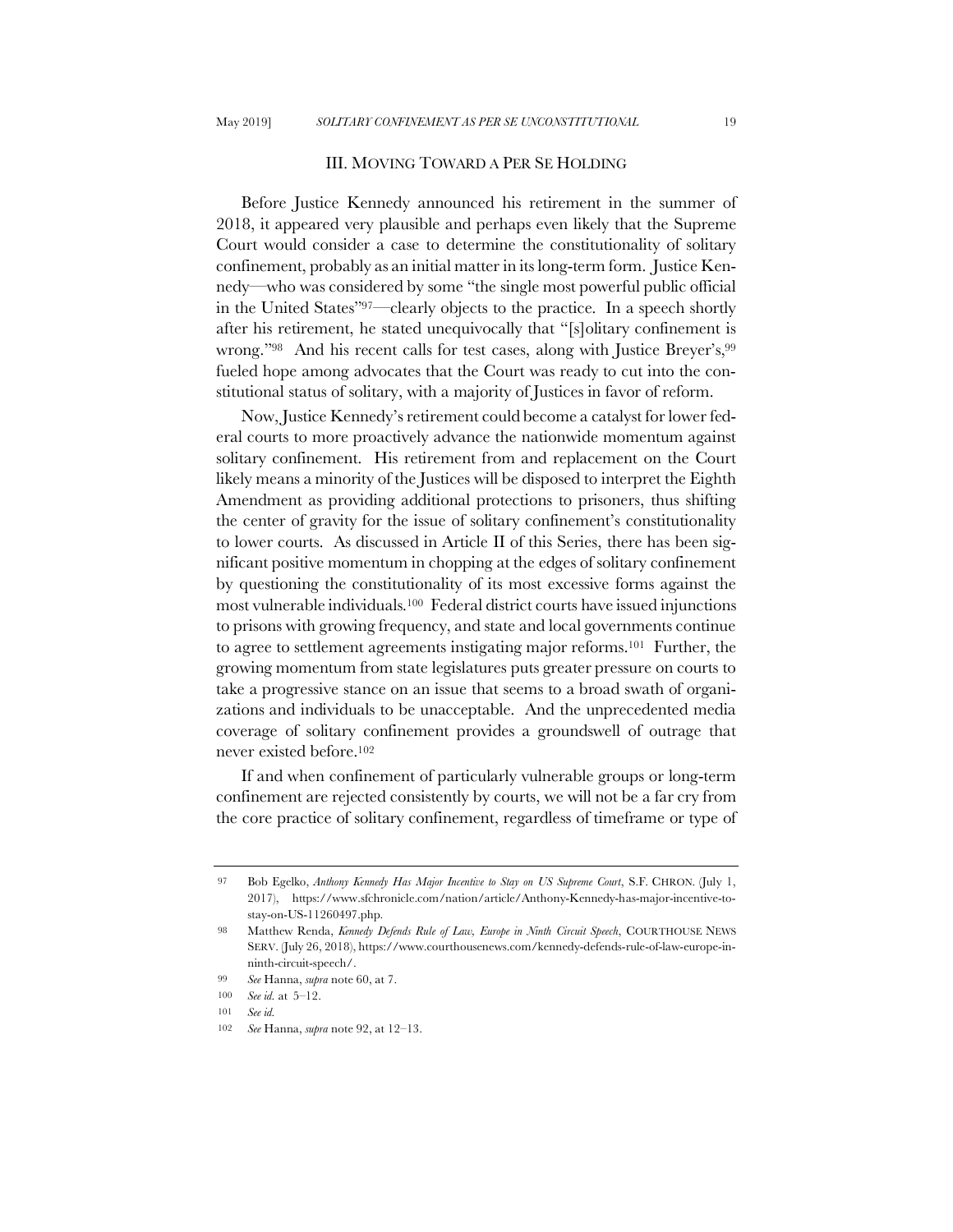## III. MOVING TOWARD A PER SE HOLDING

Before Justice Kennedy announced his retirement in the summer of 2018, it appeared very plausible and perhaps even likely that the Supreme Court would consider a case to determine the constitutionality of solitary confinement, probably as an initial matter in its long-term form. Justice Kennedy—who was considered by some "the single most powerful public official in the United States"[97]—clearly objects to the practice. In a speech shortly after his retirement, he stated unequivocally that "[s]olitary confinement is wrong."[98] And his recent calls for test cases, along with Justice Breyer's,[99] fueled hope among advocates that the Court was ready to cut into the constitutional status of solitary, with a majority of Justices in favor of reform.

Now, Justice Kennedy's retirement could become a catalyst for lower federal courts to more proactively advance the nationwide momentum against solitary confinement. His retirement from and replacement on the Court likely means a minority of the Justices will be disposed to interpret the Eighth Amendment as providing additional protections to prisoners, thus shifting the center of gravity for the issue of solitary confinement's constitutionality to lower courts. As discussed in Article II of this Series, there has been significant positive momentum in chopping at the edges of solitary confinement by questioning the constitutionality of its most excessive forms against the most vulnerable individuals.[100] Federal district courts have issued injunctions to prisons with growing frequency, and state and local governments continue to agree to settlement agreements instigating major reforms.[101] Further, the growing momentum from state legislatures puts greater pressure on courts to take a progressive stance on an issue that seems to a broad swath of organizations and individuals to be unacceptable. And the unprecedented media coverage of solitary confinement provides a groundswell of outrage that never existed before.[102]

If and when confinement of particularly vulnerable groups or long-term confinement are rejected consistently by courts, we will not be a far cry from the core practice of solitary confinement, regardless of timeframe or type of

---

97 Bob Egelko, *Anthony Kennedy Has Major Incentive to Stay on US Supreme Court*, S.F. CHRON. (July 1, 2017), https://www.sfchronicle.com/nation/article/Anthony-Kennedy-has-major-incentive-to-stay-on-US-11260497.php.

98 Matthew Renda, *Kennedy Defends Rule of Law, Europe in Ninth Circuit Speech*, COURTHOUSE NEWS SERV. (July 26, 2018), https://www.courthousenews.com/kennedy-defends-rule-of-law-europe-in-ninth-circuit-speech/.

99 *See* Hanna, *supra* note 60, at 7.

100 *See id.* at 5–12.

101 *See id.*

102 *See* Hanna, *supra* note 92, at 12–13.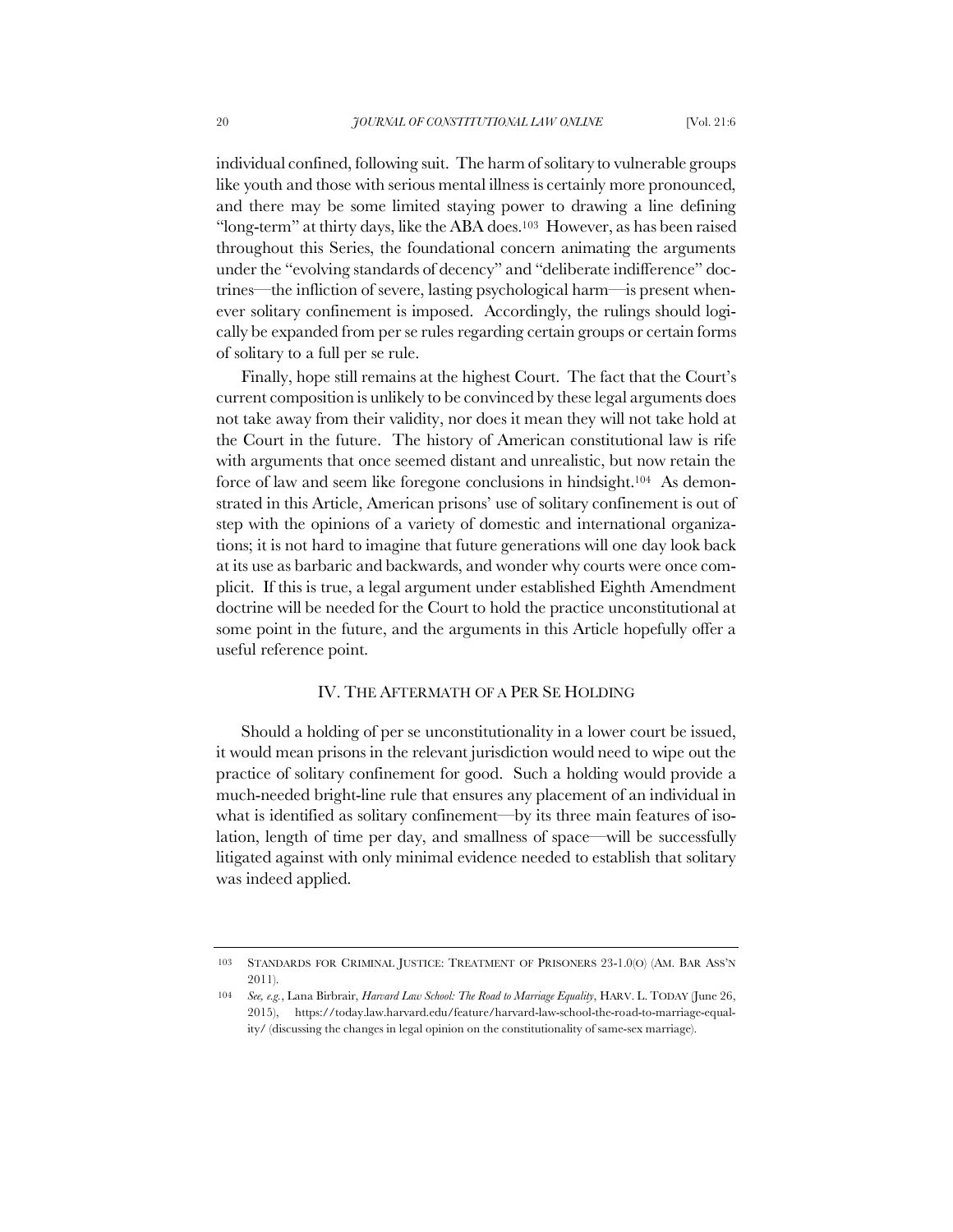individual confined, following suit. The harm of solitary to vulnerable groups like youth and those with serious mental illness is certainly more pronounced, and there may be some limited staying power to drawing a line defining "long-term" at thirty days, like the ABA does.[103] However, as has been raised throughout this Series, the foundational concern animating the arguments under the "evolving standards of decency" and "deliberate indifference" doctrines—the infliction of severe, lasting psychological harm—is present whenever solitary confinement is imposed. Accordingly, the rulings should logically be expanded from per se rules regarding certain groups or certain forms of solitary to a full per se rule.

Finally, hope still remains at the highest Court. The fact that the Court's current composition is unlikely to be convinced by these legal arguments does not take away from their validity, nor does it mean they will not take hold at the Court in the future. The history of American constitutional law is rife with arguments that once seemed distant and unrealistic, but now retain the force of law and seem like foregone conclusions in hindsight.[104] As demonstrated in this Article, American prisons' use of solitary confinement is out of step with the opinions of a variety of domestic and international organizations; it is not hard to imagine that future generations will one day look back at its use as barbaric and backwards, and wonder why courts were once complicit. If this is true, a legal argument under established Eighth Amendment doctrine will be needed for the Court to hold the practice unconstitutional at some point in the future, and the arguments in this Article hopefully offer a useful reference point.

## IV. THE AFTERMATH OF A PER SE HOLDING

Should a holding of per se unconstitutionality in a lower court be issued, it would mean prisons in the relevant jurisdiction would need to wipe out the practice of solitary confinement for good. Such a holding would provide a much-needed bright-line rule that ensures any placement of an individual in what is identified as solitary confinement—by its three main features of isolation, length of time per day, and smallness of space—will be successfully litigated against with only minimal evidence needed to establish that solitary was indeed applied.

---

[103] STANDARDS FOR CRIMINAL JUSTICE: TREATMENT OF PRISONERS 23-1.0(O) (AM. BAR ASS'N 2011).

[104] *See, e.g.*, Lana Birbrair, *Harvard Law School: The Road to Marriage Equality*, HARV. L. TODAY (June 26, 2015), https://today.law.harvard.edu/feature/harvard-law-school-the-road-to-marriage-equality/ (discussing the changes in legal opinion on the constitutionality of same-sex marriage).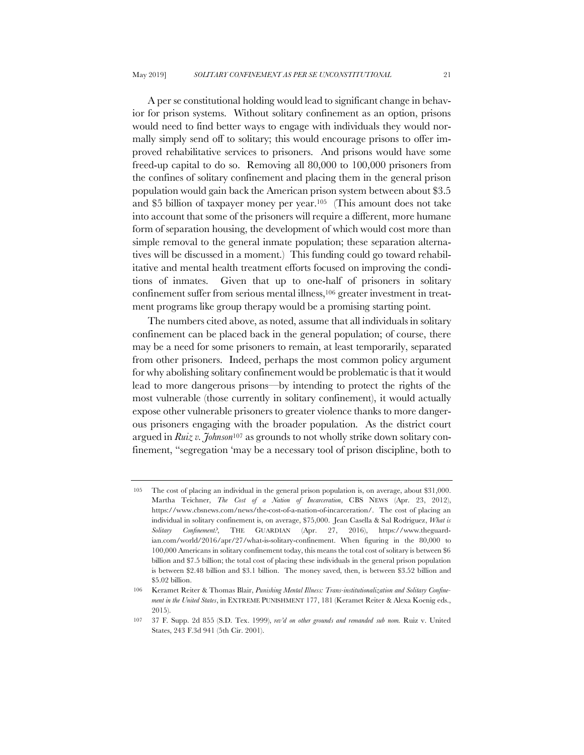A per se constitutional holding would lead to significant change in behavior for prison systems. Without solitary confinement as an option, prisons would need to find better ways to engage with individuals they would normally simply send off to solitary; this would encourage prisons to offer improved rehabilitative services to prisoners. And prisons would have some freed-up capital to do so. Removing all 80,000 to 100,000 prisoners from the confines of solitary confinement and placing them in the general prison population would gain back the American prison system between about $3.5 and $5 billion of taxpayer money per year.[105] (This amount does not take into account that some of the prisoners will require a different, more humane form of separation housing, the development of which would cost more than simple removal to the general inmate population; these separation alternatives will be discussed in a moment.) This funding could go toward rehabilitative and mental health treatment efforts focused on improving the conditions of inmates. Given that up to one-half of prisoners in solitary confinement suffer from serious mental illness,[106] greater investment in treatment programs like group therapy would be a promising starting point.

The numbers cited above, as noted, assume that all individuals in solitary confinement can be placed back in the general population; of course, there may be a need for some prisoners to remain, at least temporarily, separated from other prisoners. Indeed, perhaps the most common policy argument for why abolishing solitary confinement would be problematic is that it would lead to more dangerous prisons—by intending to protect the rights of the most vulnerable (those currently in solitary confinement), it would actually expose other vulnerable prisoners to greater violence thanks to more dangerous prisoners engaging with the broader population. As the district court argued in *Ruiz v. Johnson*[107] as grounds to not wholly strike down solitary confinement, "segregation 'may be a necessary tool of prison discipline, both to

---

105 The cost of placing an individual in the general prison population is, on average, about $31,000. Martha Teichner, *The Cost of a Nation of Incarceration*, CBS NEWS (Apr. 23, 2012), https://www.cbsnews.com/news/the-cost-of-a-nation-of-incarceration/. The cost of placing an individual in solitary confinement is, on average, $75,000. Jean Casella & Sal Rodriguez, *What is Solitary Confinement?*, THE GUARDIAN (Apr. 27, 2016), https://www.theguardian.com/world/2016/apr/27/what-is-solitary-confinement. When figuring in the 80,000 to 100,000 Americans in solitary confinement today, this means the total cost of solitary is between $6 billion and $7.5 billion; the total cost of placing these individuals in the general prison population is between $2.48 billion and $3.1 billion. The money saved, then, is between $3.52 billion and $5.02 billion.

106 Keramet Reiter & Thomas Blair, *Punishing Mental Illness: Trans-institutionalization and Solitary Confinement in the United States*, in EXTREME PUNISHMENT 177, 181 (Keramet Reiter & Alexa Koenig eds., 2015).

107 37 F. Supp. 2d 855 (S.D. Tex. 1999), *rev'd on other grounds and remanded sub nom.* Ruiz v. United States, 243 F.3d 941 (5th Cir. 2001).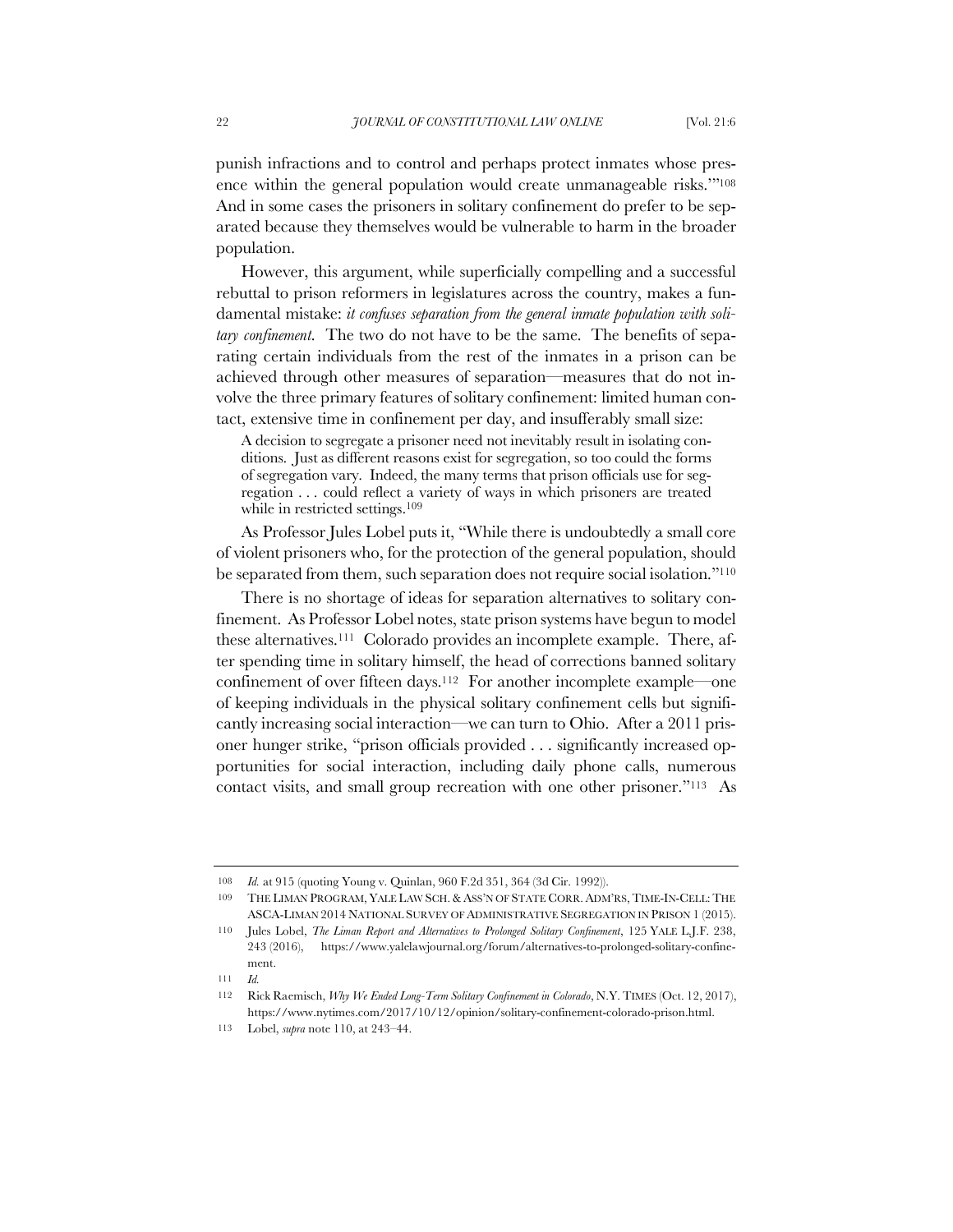punish infractions and to control and perhaps protect inmates whose presence within the general population would create unmanageable risks.'"[108] And in some cases the prisoners in solitary confinement do prefer to be separated because they themselves would be vulnerable to harm in the broader population.

However, this argument, while superficially compelling and a successful rebuttal to prison reformers in legislatures across the country, makes a fundamental mistake: *it confuses separation from the general inmate population with solitary confinement*. The two do not have to be the same. The benefits of separating certain individuals from the rest of the inmates in a prison can be achieved through other measures of separation—measures that do not involve the three primary features of solitary confinement: limited human contact, extensive time in confinement per day, and insufferably small size:

> A decision to segregate a prisoner need not inevitably result in isolating conditions. Just as different reasons exist for segregation, so too could the forms of segregation vary. Indeed, the many terms that prison officials use for segregation . . . could reflect a variety of ways in which prisoners are treated while in restricted settings.[109]

As Professor Jules Lobel puts it, "While there is undoubtedly a small core of violent prisoners who, for the protection of the general population, should be separated from them, such separation does not require social isolation."[110]

There is no shortage of ideas for separation alternatives to solitary confinement. As Professor Lobel notes, state prison systems have begun to model these alternatives.[111] Colorado provides an incomplete example. There, after spending time in solitary himself, the head of corrections banned solitary confinement of over fifteen days.[112] For another incomplete example—one of keeping individuals in the physical solitary confinement cells but significantly increasing social interaction—we can turn to Ohio. After a 2011 prisoner hunger strike, "prison officials provided . . . significantly increased opportunities for social interaction, including daily phone calls, numerous contact visits, and small group recreation with one other prisoner."[113] As

---

108 *Id.* at 915 (quoting Young v. Quinlan, 960 F.2d 351, 364 (3d Cir. 1992)).

109 THE LIMAN PROGRAM, YALE LAW SCH. & ASS'N OF STATE CORR. ADM'RS, TIME-IN-CELL: THE ASCA-LIMAN 2014 NATIONAL SURVEY OF ADMINISTRATIVE SEGREGATION IN PRISON 1 (2015).

110 Jules Lobel, *The Liman Report and Alternatives to Prolonged Solitary Confinement*, 125 YALE L.J.F. 238, 243 (2016), https://www.yalelawjournal.org/forum/alternatives-to-prolonged-solitary-confinement.

111 *Id.*

112 Rick Raemisch, *Why We Ended Long-Term Solitary Confinement in Colorado*, N.Y. TIMES (Oct. 12, 2017), https://www.nytimes.com/2017/10/12/opinion/solitary-confinement-colorado-prison.html.

113 Lobel, *supra* note 110, at 243–44.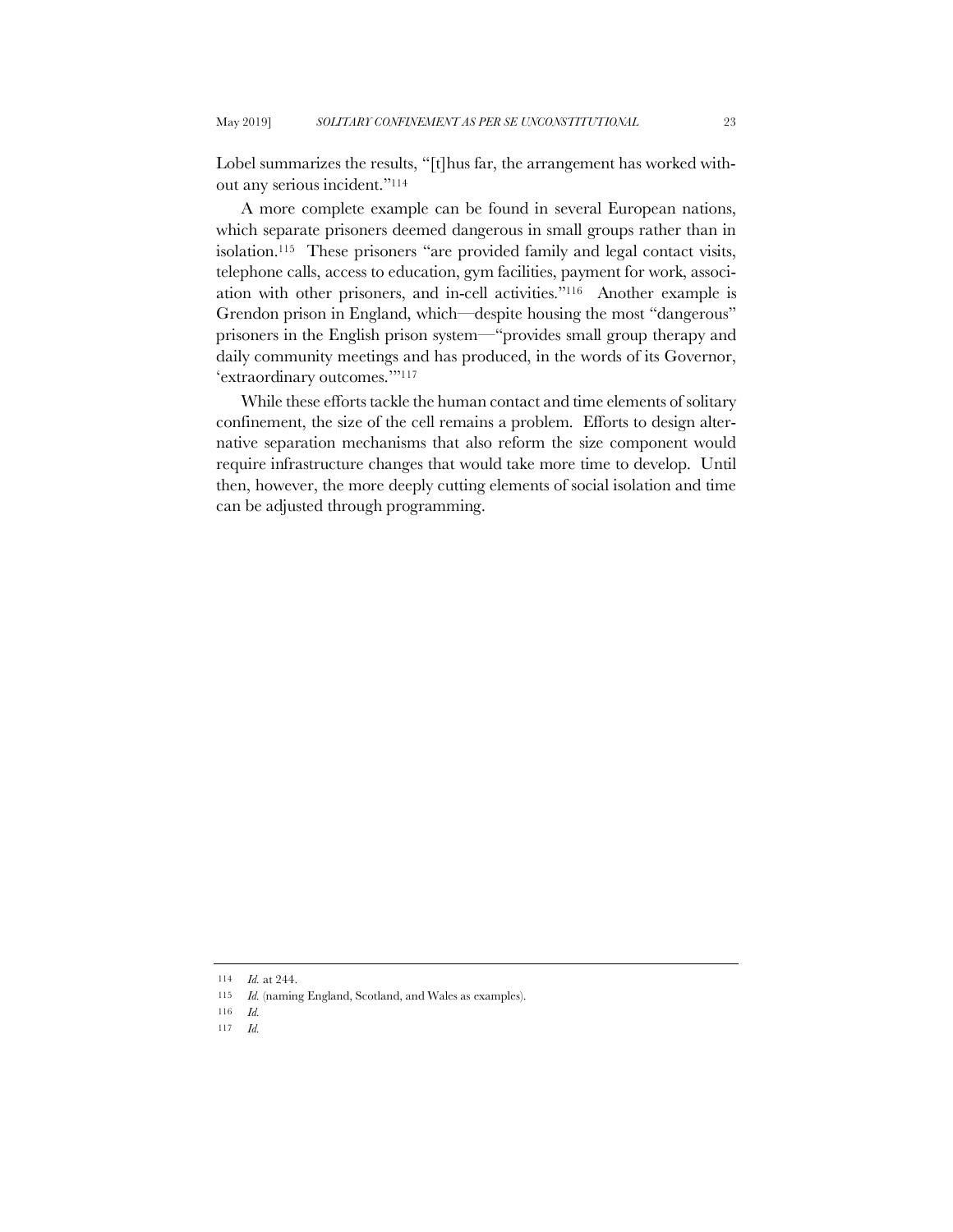Lobel summarizes the results, "[t]hus far, the arrangement has worked without any serious incident."[114]

A more complete example can be found in several European nations, which separate prisoners deemed dangerous in small groups rather than in isolation.[115] These prisoners "are provided family and legal contact visits, telephone calls, access to education, gym facilities, payment for work, association with other prisoners, and in-cell activities."[116] Another example is Grendon prison in England, which—despite housing the most "dangerous" prisoners in the English prison system—"provides small group therapy and daily community meetings and has produced, in the words of its Governor, 'extraordinary outcomes.'"[117]

While these efforts tackle the human contact and time elements of solitary confinement, the size of the cell remains a problem. Efforts to design alternative separation mechanisms that also reform the size component would require infrastructure changes that would take more time to develop. Until then, however, the more deeply cutting elements of social isolation and time can be adjusted through programming.

---

114 *Id.* at 244.

115 *Id.* (naming England, Scotland, and Wales as examples).

116 *Id.*

117 *Id.*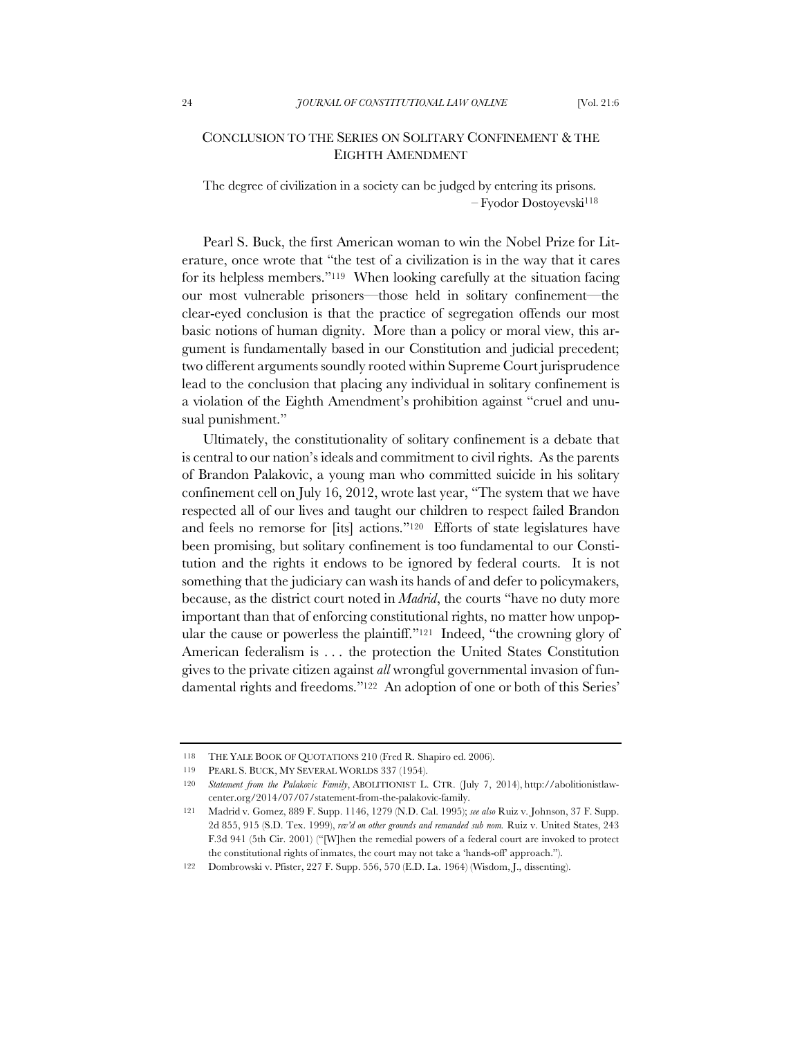## CONCLUSION TO THE SERIES ON SOLITARY CONFINEMENT & THE EIGHTH AMENDMENT

The degree of civilization in a society can be judged by entering its prisons.
– Fyodor Dostoyevski[118]

Pearl S. Buck, the first American woman to win the Nobel Prize for Literature, once wrote that "the test of a civilization is in the way that it cares for its helpless members."[119] When looking carefully at the situation facing our most vulnerable prisoners—those held in solitary confinement—the clear-eyed conclusion is that the practice of segregation offends our most basic notions of human dignity. More than a policy or moral view, this argument is fundamentally based in our Constitution and judicial precedent; two different arguments soundly rooted within Supreme Court jurisprudence lead to the conclusion that placing any individual in solitary confinement is a violation of the Eighth Amendment's prohibition against "cruel and unusual punishment."

Ultimately, the constitutionality of solitary confinement is a debate that is central to our nation's ideals and commitment to civil rights. As the parents of Brandon Palakovic, a young man who committed suicide in his solitary confinement cell on July 16, 2012, wrote last year, "The system that we have respected all of our lives and taught our children to respect failed Brandon and feels no remorse for [its] actions."[120] Efforts of state legislatures have been promising, but solitary confinement is too fundamental to our Constitution and the rights it endows to be ignored by federal courts. It is not something that the judiciary can wash its hands of and defer to policymakers, because, as the district court noted in *Madrid*, the courts "have no duty more important than that of enforcing constitutional rights, no matter how unpopular the cause or powerless the plaintiff."[121] Indeed, "the crowning glory of American federalism is . . . the protection the United States Constitution gives to the private citizen against *all* wrongful governmental invasion of fundamental rights and freedoms."[122] An adoption of one or both of this Series'

---

118 THE YALE BOOK OF QUOTATIONS 210 (Fred R. Shapiro ed. 2006).

119 PEARL S. BUCK, MY SEVERAL WORLDS 337 (1954).

120 *Statement from the Palakovic Family*, ABOLITIONIST L. CTR. (July 7, 2014), http://abolitionistlawcenter.org/2014/07/07/statement-from-the-palakovic-family.

121 Madrid v. Gomez, 889 F. Supp. 1146, 1279 (N.D. Cal. 1995); *see also* Ruiz v. Johnson, 37 F. Supp. 2d 855, 915 (S.D. Tex. 1999), *rev'd on other grounds and remanded sub nom.* Ruiz v. United States, 243 F.3d 941 (5th Cir. 2001) ("[W]hen the remedial powers of a federal court are invoked to protect the constitutional rights of inmates, the court may not take a 'hands-off' approach.").

122 Dombrowski v. Pfister, 227 F. Supp. 556, 570 (E.D. La. 1964) (Wisdom, J., dissenting).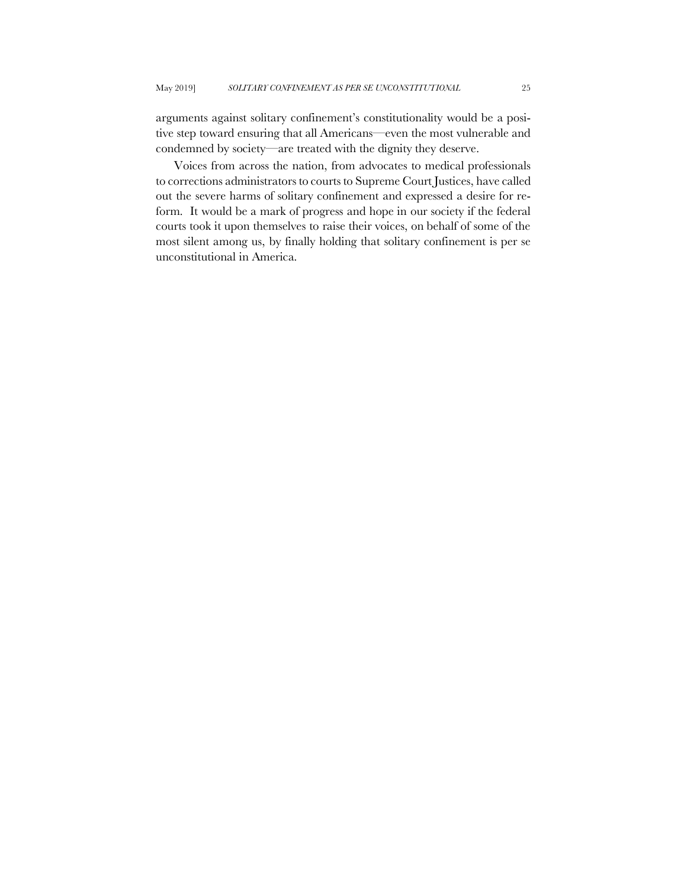arguments against solitary confinement's constitutionality would be a positive step toward ensuring that all Americans—even the most vulnerable and condemned by society—are treated with the dignity they deserve.

Voices from across the nation, from advocates to medical professionals to corrections administrators to courts to Supreme Court Justices, have called out the severe harms of solitary confinement and expressed a desire for reform. It would be a mark of progress and hope in our society if the federal courts took it upon themselves to raise their voices, on behalf of some of the most silent among us, by finally holding that solitary confinement is per se unconstitutional in America.